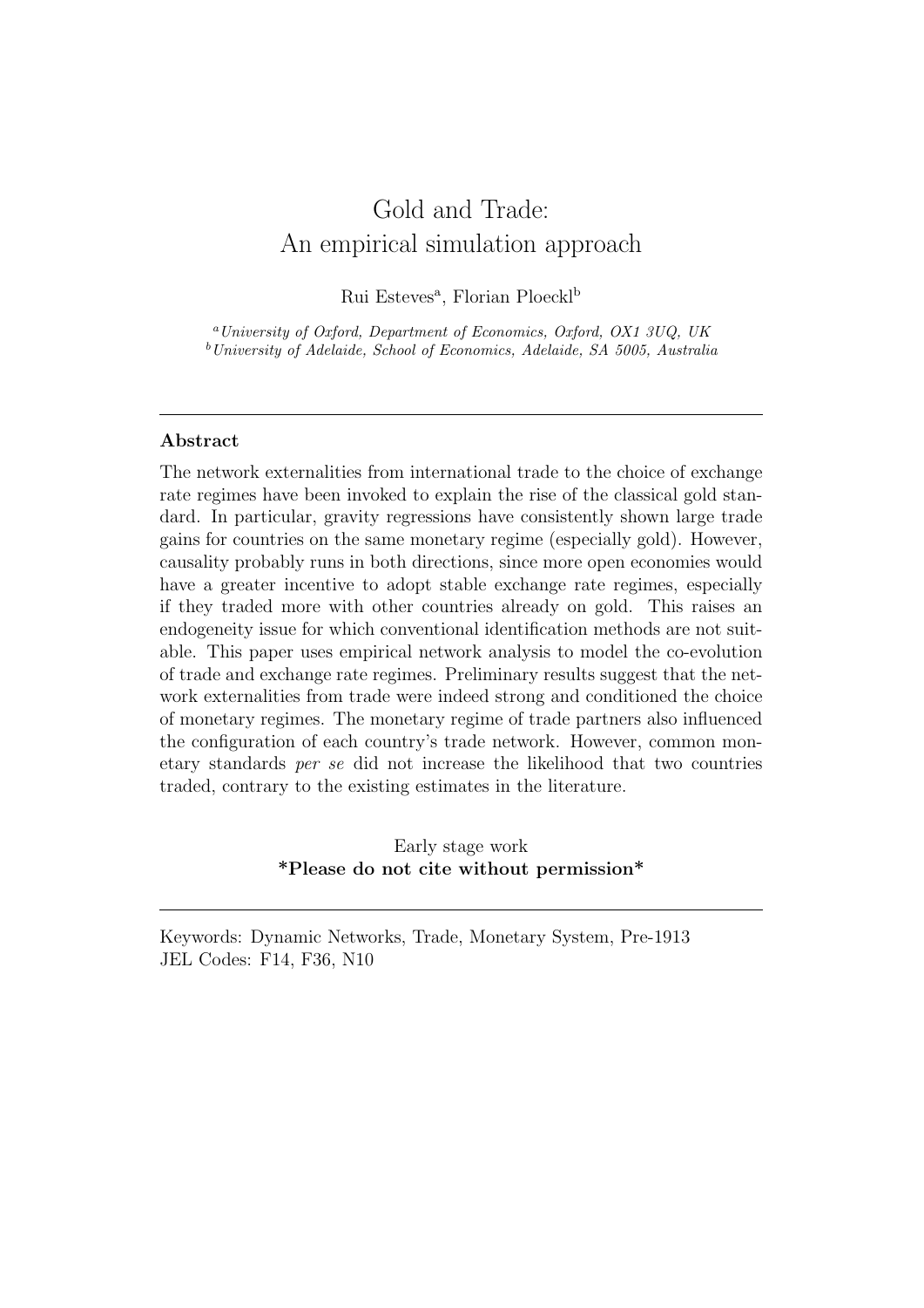# Gold and Trade: An empirical simulation approach

Rui Esteves[a], Florian Ploeckl[b]

[a] *University of Oxford, Department of Economics, Oxford, OX1 3UQ, UK*
[b] *University of Adelaide, School of Economics, Adelaide, SA 5005, Australia*

---

**Abstract**

The network externalities from international trade to the choice of exchange rate regimes have been invoked to explain the rise of the classical gold standard. In particular, gravity regressions have consistently shown large trade gains for countries on the same monetary regime (especially gold). However, causality probably runs in both directions, since more open economies would have a greater incentive to adopt stable exchange rate regimes, especially if they traded more with other countries already on gold. This raises an endogeneity issue for which conventional identification methods are not suitable. This paper uses empirical network analysis to model the co-evolution of trade and exchange rate regimes. Preliminary results suggest that the network externalities from trade were indeed strong and conditioned the choice of monetary regimes. The monetary regime of trade partners also influenced the configuration of each country's trade network. However, common monetary standards *per se* did not increase the likelihood that two countries traded, contrary to the existing estimates in the literature.

Early stage work
**\*Please do not cite without permission\***

---

Keywords: Dynamic Networks, Trade, Monetary System, Pre-1913
JEL Codes: F14, F36, N10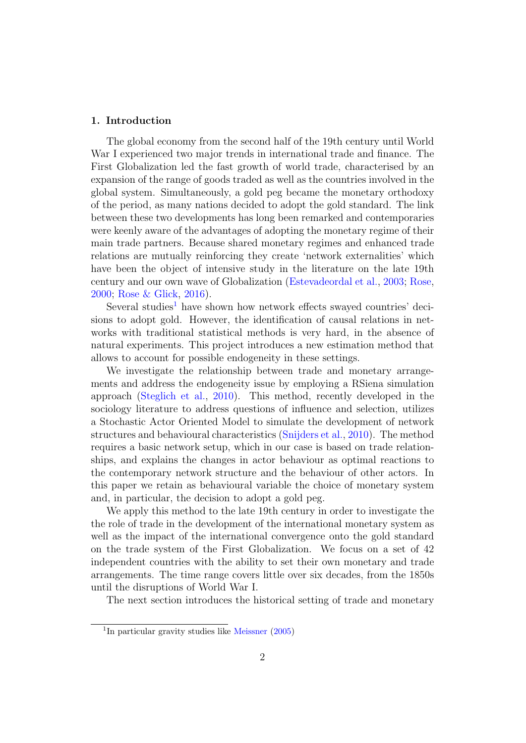## 1. Introduction

The global economy from the second half of the 19th century until World War I experienced two major trends in international trade and finance. The First Globalization led the fast growth of world trade, characterised by an expansion of the range of goods traded as well as the countries involved in the global system. Simultaneously, a gold peg became the monetary orthodoxy of the period, as many nations decided to adopt the gold standard. The link between these two developments has long been remarked and contemporaries were keenly aware of the advantages of adopting the monetary regime of their main trade partners. Because shared monetary regimes and enhanced trade relations are mutually reinforcing they create 'network externalities' which have been the object of intensive study in the literature on the late 19th century and our own wave of Globalization (Estevadeordal et al., 2003; Rose, 2000; Rose & Glick, 2016).

Several studies[1] have shown how network effects swayed countries' decisions to adopt gold. However, the identification of causal relations in networks with traditional statistical methods is very hard, in the absence of natural experiments. This project introduces a new estimation method that allows to account for possible endogeneity in these settings.

We investigate the relationship between trade and monetary arrangements and address the endogeneity issue by employing a RSiena simulation approach (Steglich et al., 2010). This method, recently developed in the sociology literature to address questions of influence and selection, utilizes a Stochastic Actor Oriented Model to simulate the development of network structures and behavioural characteristics (Snijders et al., 2010). The method requires a basic network setup, which in our case is based on trade relationships, and explains the changes in actor behaviour as optimal reactions to the contemporary network structure and the behaviour of other actors. In this paper we retain as behavioural variable the choice of monetary system and, in particular, the decision to adopt a gold peg.

We apply this method to the late 19th century in order to investigate the the role of trade in the development of the international monetary system as well as the impact of the international convergence onto the gold standard on the trade system of the First Globalization. We focus on a set of 42 independent countries with the ability to set their own monetary and trade arrangements. The time range covers little over six decades, from the 1850s until the disruptions of World War I.

The next section introduces the historical setting of trade and monetary

[1] In particular gravity studies like Meissner (2005)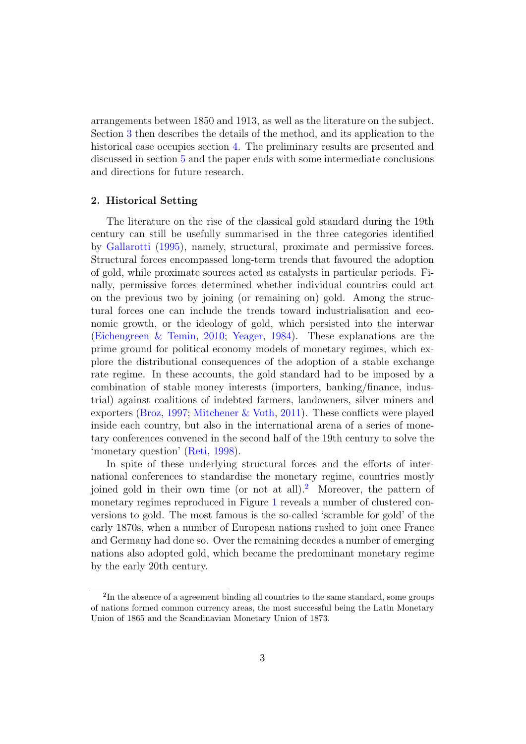arrangements between 1850 and 1913, as well as the literature on the subject. Section 3 then describes the details of the method, and its application to the historical case occupies section 4. The preliminary results are presented and discussed in section 5 and the paper ends with some intermediate conclusions and directions for future research.

## 2. Historical Setting

The literature on the rise of the classical gold standard during the 19th century can still be usefully summarised in the three categories identified by Gallarotti (1995), namely, structural, proximate and permissive forces. Structural forces encompassed long-term trends that favoured the adoption of gold, while proximate sources acted as catalysts in particular periods. Finally, permissive forces determined whether individual countries could act on the previous two by joining (or remaining on) gold. Among the structural forces one can include the trends toward industrialisation and economic growth, or the ideology of gold, which persisted into the interwar (Eichengreen & Temin, 2010; Yeager, 1984). These explanations are the prime ground for political economy models of monetary regimes, which explore the distributional consequences of the adoption of a stable exchange rate regime. In these accounts, the gold standard had to be imposed by a combination of stable money interests (importers, banking/finance, industrial) against coalitions of indebted farmers, landowners, silver miners and exporters (Broz, 1997; Mitchener & Voth, 2011). These conflicts were played inside each country, but also in the international arena of a series of monetary conferences convened in the second half of the 19th century to solve the 'monetary question' (Reti, 1998).

In spite of these underlying structural forces and the efforts of international conferences to standardise the monetary regime, countries mostly joined gold in their own time (or not at all).[2] Moreover, the pattern of monetary regimes reproduced in Figure 1 reveals a number of clustered conversions to gold. The most famous is the so-called 'scramble for gold' of the early 1870s, when a number of European nations rushed to join once France and Germany had done so. Over the remaining decades a number of emerging nations also adopted gold, which became the predominant monetary regime by the early 20th century.

[2] In the absence of a agreement binding all countries to the same standard, some groups of nations formed common currency areas, the most successful being the Latin Monetary Union of 1865 and the Scandinavian Monetary Union of 1873.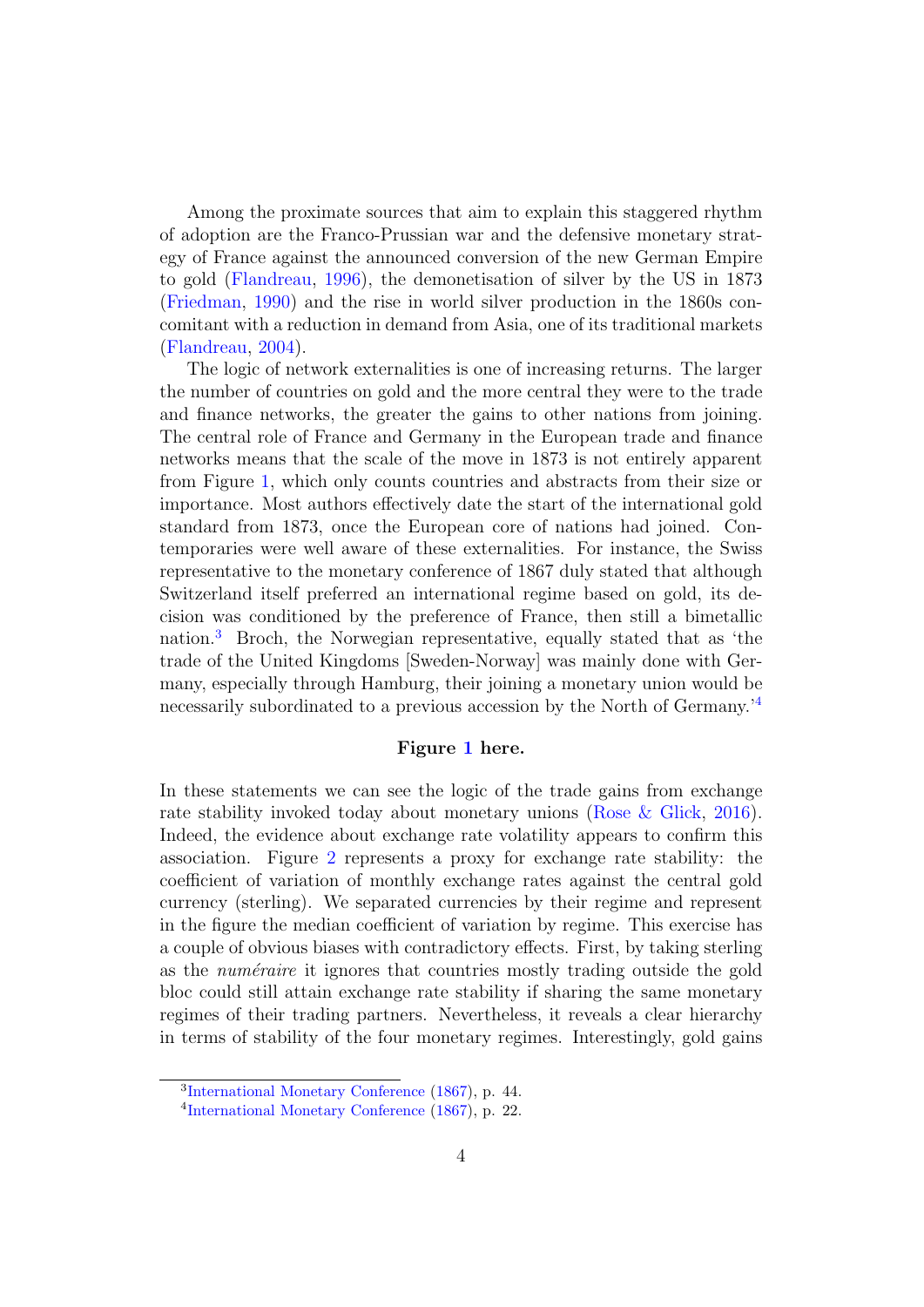Among the proximate sources that aim to explain this staggered rhythm of adoption are the Franco-Prussian war and the defensive monetary strategy of France against the announced conversion of the new German Empire to gold (Flandreau, 1996), the demonetisation of silver by the US in 1873 (Friedman, 1990) and the rise in world silver production in the 1860s concomitant with a reduction in demand from Asia, one of its traditional markets (Flandreau, 2004).

The logic of network externalities is one of increasing returns. The larger the number of countries on gold and the more central they were to the trade and finance networks, the greater the gains to other nations from joining. The central role of France and Germany in the European trade and finance networks means that the scale of the move in 1873 is not entirely apparent from Figure 1, which only counts countries and abstracts from their size or importance. Most authors effectively date the start of the international gold standard from 1873, once the European core of nations had joined. Contemporaries were well aware of these externalities. For instance, the Swiss representative to the monetary conference of 1867 duly stated that although Switzerland itself preferred an international regime based on gold, its decision was conditioned by the preference of France, then still a bimetallic nation.[3] Broch, the Norwegian representative, equally stated that as 'the trade of the United Kingdoms [Sweden-Norway] was mainly done with Germany, especially through Hamburg, their joining a monetary union would be necessarily subordinated to a previous accession by the North of Germany.'[4]

**Figure 1 here.**

In these statements we can see the logic of the trade gains from exchange rate stability invoked today about monetary unions (Rose & Glick, 2016). Indeed, the evidence about exchange rate volatility appears to confirm this association. Figure 2 represents a proxy for exchange rate stability: the coefficient of variation of monthly exchange rates against the central gold currency (sterling). We separated currencies by their regime and represent in the figure the median coefficient of variation by regime. This exercise has a couple of obvious biases with contradictory effects. First, by taking sterling as the *numéraire* it ignores that countries mostly trading outside the gold bloc could still attain exchange rate stability if sharing the same monetary regimes of their trading partners. Nevertheless, it reveals a clear hierarchy in terms of stability of the four monetary regimes. Interestingly, gold gains

[3] International Monetary Conference (1867), p. 44.

[4] International Monetary Conference (1867), p. 22.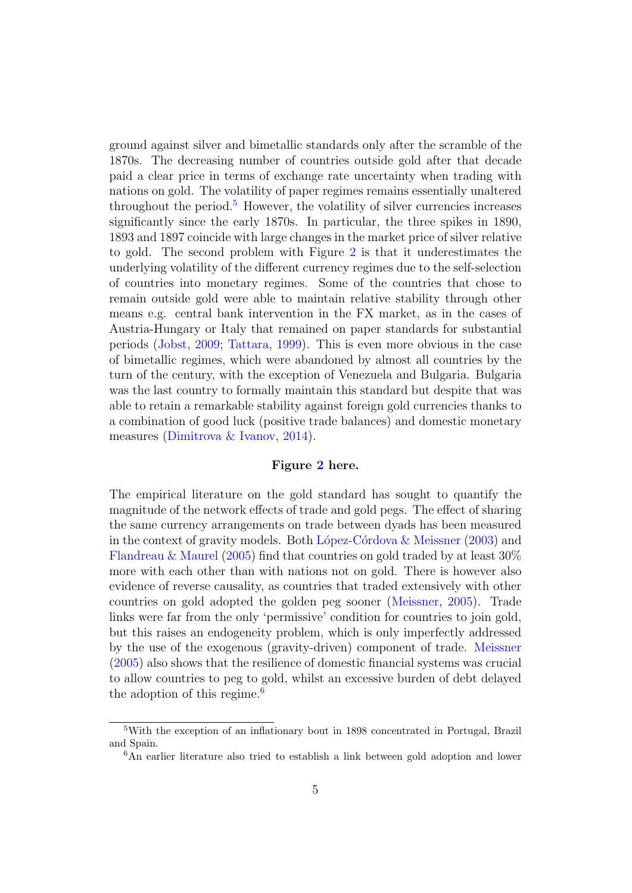ground against silver and bimetallic standards only after the scramble of the 1870s. The decreasing number of countries outside gold after that decade paid a clear price in terms of exchange rate uncertainty when trading with nations on gold. The volatility of paper regimes remains essentially unaltered throughout the period.[5] However, the volatility of silver currencies increases significantly since the early 1870s. In particular, the three spikes in 1890, 1893 and 1897 coincide with large changes in the market price of silver relative to gold. The second problem with Figure 2 is that it underestimates the underlying volatility of the different currency regimes due to the self-selection of countries into monetary regimes. Some of the countries that chose to remain outside gold were able to maintain relative stability through other means e.g. central bank intervention in the FX market, as in the cases of Austria-Hungary or Italy that remained on paper standards for substantial periods (Jobst, 2009; Tattara, 1999). This is even more obvious in the case of bimetallic regimes, which were abandoned by almost all countries by the turn of the century, with the exception of Venezuela and Bulgaria. Bulgaria was the last country to formally maintain this standard but despite that was able to retain a remarkable stability against foreign gold currencies thanks to a combination of good luck (positive trade balances) and domestic monetary measures (Dimitrova & Ivanov, 2014).

**Figure 2 here.**

The empirical literature on the gold standard has sought to quantify the magnitude of the network effects of trade and gold pegs. The effect of sharing the same currency arrangements on trade between dyads has been measured in the context of gravity models. Both López-Córdova & Meissner (2003) and Flandreau & Maurel (2005) find that countries on gold traded by at least 30% more with each other than with nations not on gold. There is however also evidence of reverse causality, as countries that traded extensively with other countries on gold adopted the golden peg sooner (Meissner, 2005). Trade links were far from the only 'permissive' condition for countries to join gold, but this raises an endogeneity problem, which is only imperfectly addressed by the use of the exogenous (gravity-driven) component of trade. Meissner (2005) also shows that the resilience of domestic financial systems was crucial to allow countries to peg to gold, whilst an excessive burden of debt delayed the adoption of this regime.[6]

---

[5] With the exception of an inflationary bout in 1898 concentrated in Portugal, Brazil and Spain.

[6] An earlier literature also tried to establish a link between gold adoption and lower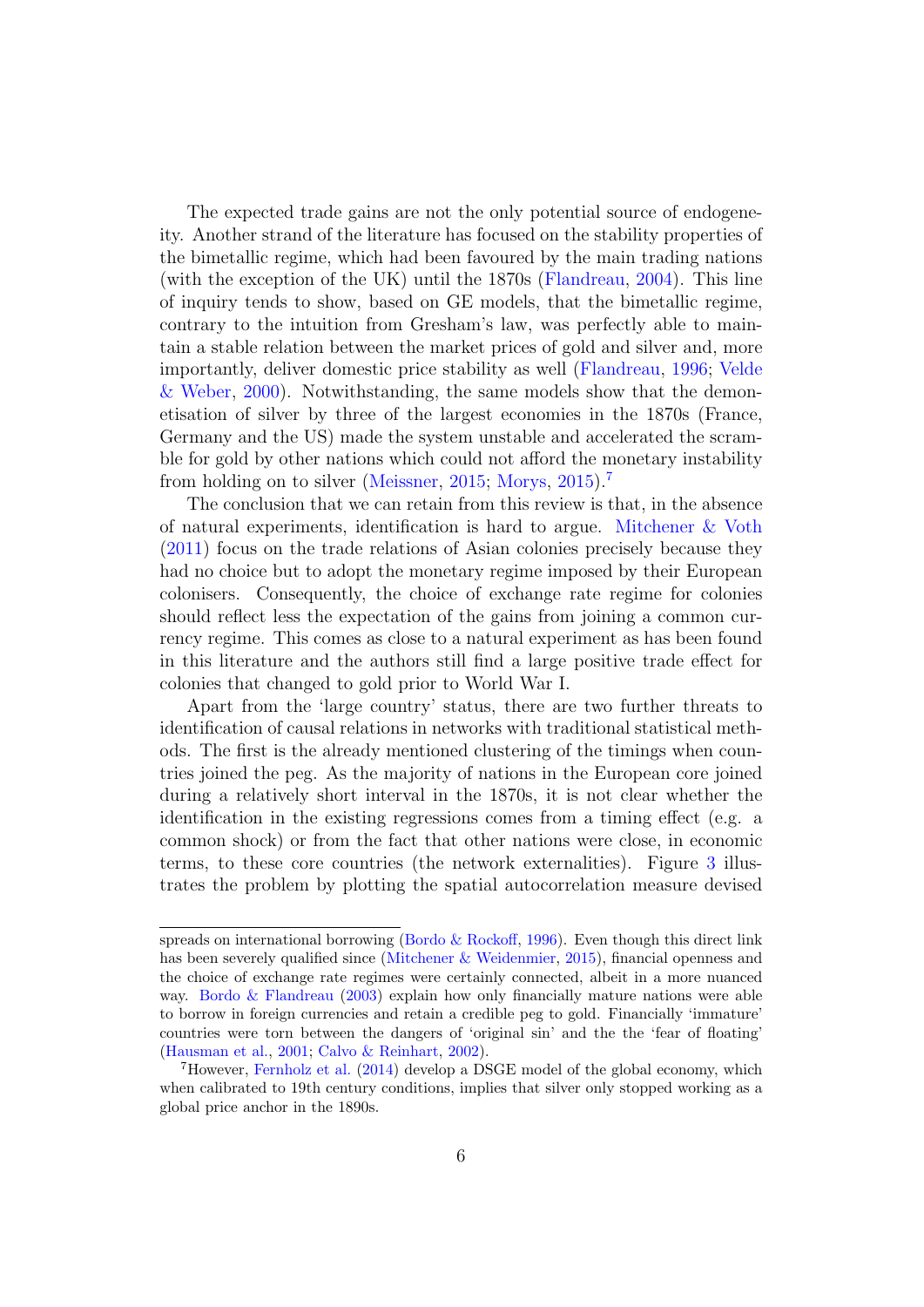The expected trade gains are not the only potential source of endogeneity. Another strand of the literature has focused on the stability properties of the bimetallic regime, which had been favoured by the main trading nations (with the exception of the UK) until the 1870s (Flandreau, 2004). This line of inquiry tends to show, based on GE models, that the bimetallic regime, contrary to the intuition from Gresham's law, was perfectly able to maintain a stable relation between the market prices of gold and silver and, more importantly, deliver domestic price stability as well (Flandreau, 1996; Velde & Weber, 2000). Notwithstanding, the same models show that the demonetisation of silver by three of the largest economies in the 1870s (France, Germany and the US) made the system unstable and accelerated the scramble for gold by other nations which could not afford the monetary instability from holding on to silver (Meissner, 2015; Morys, 2015).[7]

The conclusion that we can retain from this review is that, in the absence of natural experiments, identification is hard to argue. Mitchener & Voth (2011) focus on the trade relations of Asian colonies precisely because they had no choice but to adopt the monetary regime imposed by their European colonisers. Consequently, the choice of exchange rate regime for colonies should reflect less the expectation of the gains from joining a common currency regime. This comes as close to a natural experiment as has been found in this literature and the authors still find a large positive trade effect for colonies that changed to gold prior to World War I.

Apart from the 'large country' status, there are two further threats to identification of causal relations in networks with traditional statistical methods. The first is the already mentioned clustering of the timings when countries joined the peg. As the majority of nations in the European core joined during a relatively short interval in the 1870s, it is not clear whether the identification in the existing regressions comes from a timing effect (e.g. a common shock) or from the fact that other nations were close, in economic terms, to these core countries (the network externalities). Figure 3 illustrates the problem by plotting the spatial autocorrelation measure devised

---

spreads on international borrowing (Bordo & Rockoff, 1996). Even though this direct link has been severely qualified since (Mitchener & Weidenmier, 2015), financial openness and the choice of exchange rate regimes were certainly connected, albeit in a more nuanced way. Bordo & Flandreau (2003) explain how only financially mature nations were able to borrow in foreign currencies and retain a credible peg to gold. Financially 'immature' countries were torn between the dangers of 'original sin' and the the 'fear of floating' (Hausman et al., 2001; Calvo & Reinhart, 2002).

[7] However, Fernholz et al. (2014) develop a DSGE model of the global economy, which when calibrated to 19th century conditions, implies that silver only stopped working as a global price anchor in the 1890s.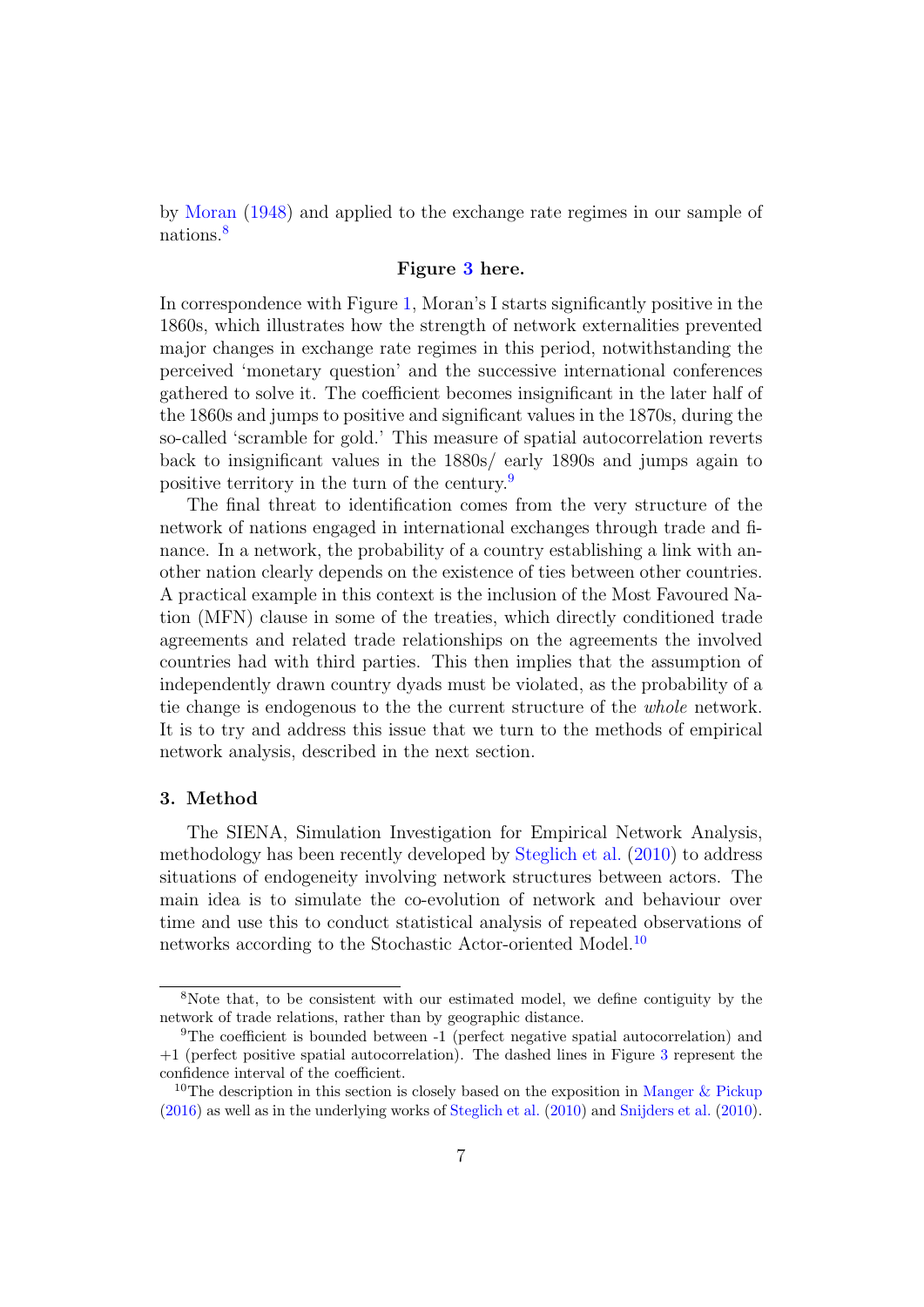by Moran (1948) and applied to the exchange rate regimes in our sample of nations.[8]

**Figure 3 here.**

In correspondence with Figure 1, Moran's I starts significantly positive in the 1860s, which illustrates how the strength of network externalities prevented major changes in exchange rate regimes in this period, notwithstanding the perceived 'monetary question' and the successive international conferences gathered to solve it. The coefficient becomes insignificant in the later half of the 1860s and jumps to positive and significant values in the 1870s, during the so-called 'scramble for gold.' This measure of spatial autocorrelation reverts back to insignificant values in the 1880s/ early 1890s and jumps again to positive territory in the turn of the century.[9]

The final threat to identification comes from the very structure of the network of nations engaged in international exchanges through trade and finance. In a network, the probability of a country establishing a link with another nation clearly depends on the existence of ties between other countries. A practical example in this context is the inclusion of the Most Favoured Nation (MFN) clause in some of the treaties, which directly conditioned trade agreements and related trade relationships on the agreements the involved countries had with third parties. This then implies that the assumption of independently drawn country dyads must be violated, as the probability of a tie change is endogenous to the the current structure of the *whole* network. It is to try and address this issue that we turn to the methods of empirical network analysis, described in the next section.

## 3. Method

The SIENA, Simulation Investigation for Empirical Network Analysis, methodology has been recently developed by Steglich et al. (2010) to address situations of endogeneity involving network structures between actors. The main idea is to simulate the co-evolution of network and behaviour over time and use this to conduct statistical analysis of repeated observations of networks according to the Stochastic Actor-oriented Model.[10]

---

[8] Note that, to be consistent with our estimated model, we define contiguity by the network of trade relations, rather than by geographic distance.

[9] The coefficient is bounded between -1 (perfect negative spatial autocorrelation) and +1 (perfect positive spatial autocorrelation). The dashed lines in Figure 3 represent the confidence interval of the coefficient.

[10] The description in this section is closely based on the exposition in Manger & Pickup (2016) as well as in the underlying works of Steglich et al. (2010) and Snijders et al. (2010).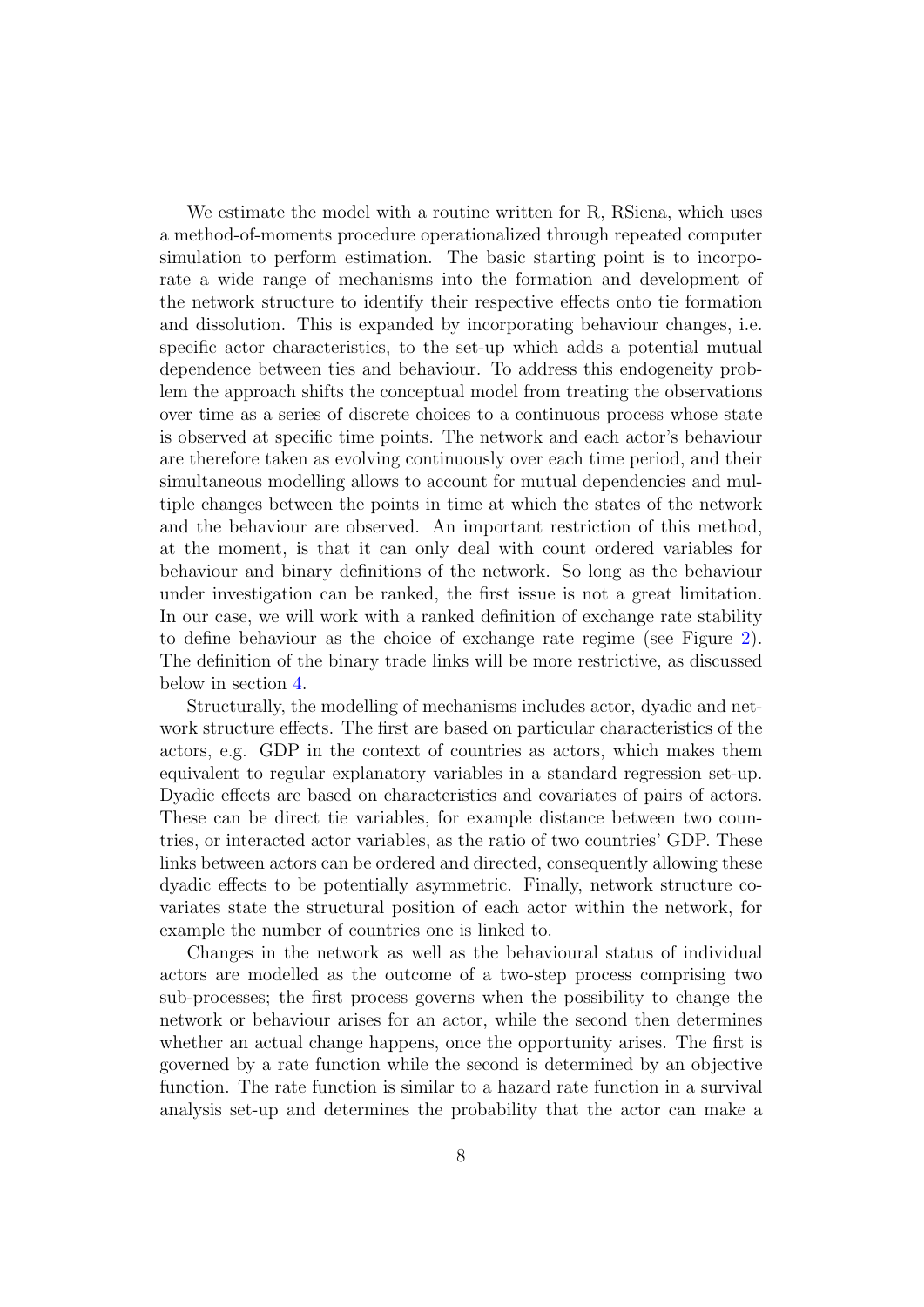We estimate the model with a routine written for R, RSiena, which uses a method-of-moments procedure operationalized through repeated computer simulation to perform estimation. The basic starting point is to incorporate a wide range of mechanisms into the formation and development of the network structure to identify their respective effects onto tie formation and dissolution. This is expanded by incorporating behaviour changes, i.e. specific actor characteristics, to the set-up which adds a potential mutual dependence between ties and behaviour. To address this endogeneity problem the approach shifts the conceptual model from treating the observations over time as a series of discrete choices to a continuous process whose state is observed at specific time points. The network and each actor's behaviour are therefore taken as evolving continuously over each time period, and their simultaneous modelling allows to account for mutual dependencies and multiple changes between the points in time at which the states of the network and the behaviour are observed. An important restriction of this method, at the moment, is that it can only deal with count ordered variables for behaviour and binary definitions of the network. So long as the behaviour under investigation can be ranked, the first issue is not a great limitation. In our case, we will work with a ranked definition of exchange rate stability to define behaviour as the choice of exchange rate regime (see Figure 2). The definition of the binary trade links will be more restrictive, as discussed below in section 4.

Structurally, the modelling of mechanisms includes actor, dyadic and network structure effects. The first are based on particular characteristics of the actors, e.g. GDP in the context of countries as actors, which makes them equivalent to regular explanatory variables in a standard regression set-up. Dyadic effects are based on characteristics and covariates of pairs of actors. These can be direct tie variables, for example distance between two countries, or interacted actor variables, as the ratio of two countries' GDP. These links between actors can be ordered and directed, consequently allowing these dyadic effects to be potentially asymmetric. Finally, network structure covariates state the structural position of each actor within the network, for example the number of countries one is linked to.

Changes in the network as well as the behavioural status of individual actors are modelled as the outcome of a two-step process comprising two sub-processes; the first process governs when the possibility to change the network or behaviour arises for an actor, while the second then determines whether an actual change happens, once the opportunity arises. The first is governed by a rate function while the second is determined by an objective function. The rate function is similar to a hazard rate function in a survival analysis set-up and determines the probability that the actor can make a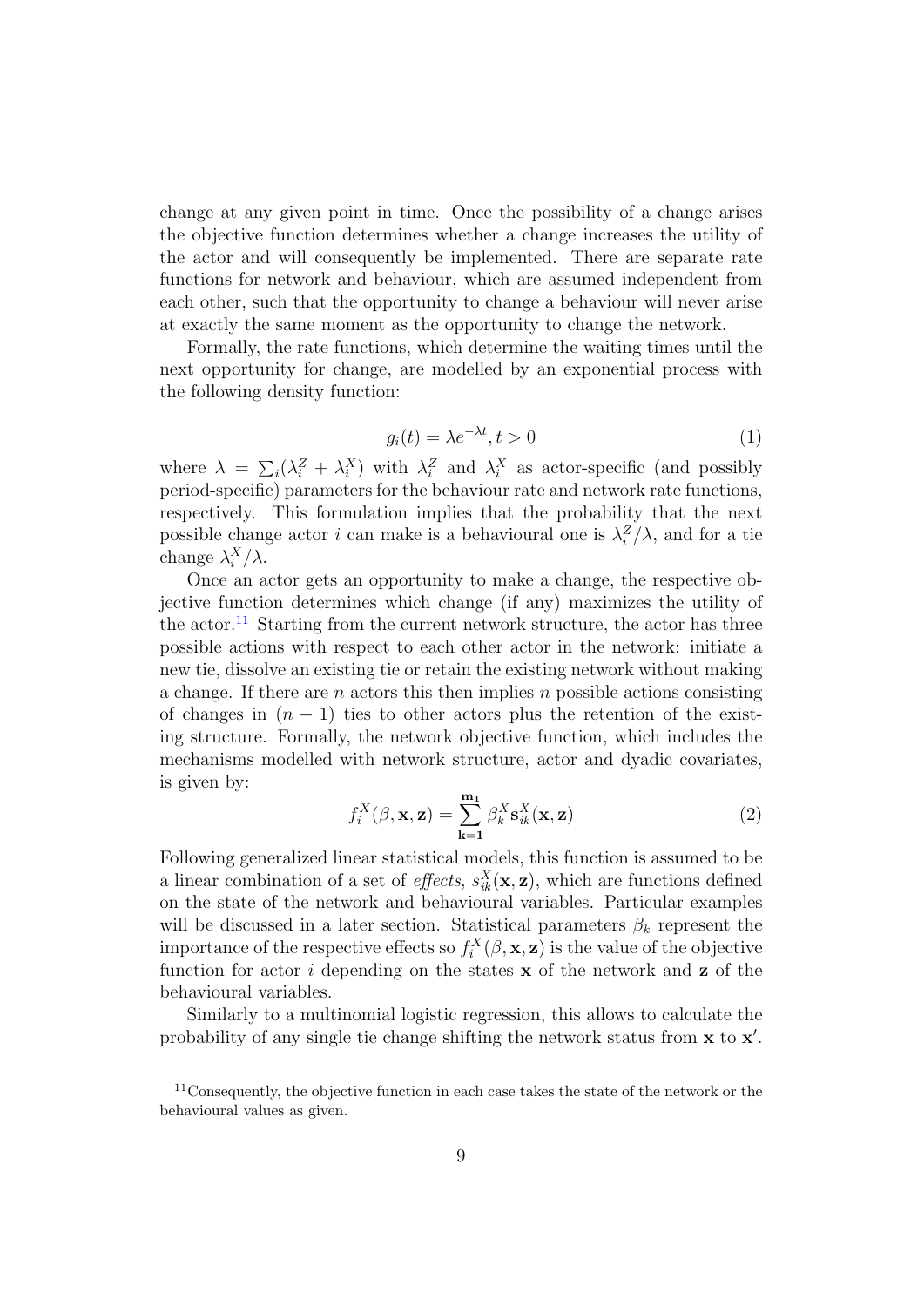change at any given point in time. Once the possibility of a change arises the objective function determines whether a change increases the utility of the actor and will consequently be implemented. There are separate rate functions for network and behaviour, which are assumed independent from each other, such that the opportunity to change a behaviour will never arise at exactly the same moment as the opportunity to change the network.

Formally, the rate functions, which determine the waiting times until the next opportunity for change, are modelled by an exponential process with the following density function:

$$g_i(t) = \lambda e^{-\lambda t}, t > 0 \tag{1}$$

where $\lambda = \sum_i(\lambda_i^Z + \lambda_i^X)$ with $\lambda_i^Z$ and $\lambda_i^X$ as actor-specific (and possibly period-specific) parameters for the behaviour rate and network rate functions, respectively. This formulation implies that the probability that the next possible change actor $i$ can make is a behavioural one is $\lambda_i^Z/\lambda$, and for a tie change $\lambda_i^X/\lambda$.

Once an actor gets an opportunity to make a change, the respective objective function determines which change (if any) maximizes the utility of the actor.[11] Starting from the current network structure, the actor has three possible actions with respect to each other actor in the network: initiate a new tie, dissolve an existing tie or retain the existing network without making a change. If there are $n$ actors this then implies $n$ possible actions consisting of changes in $(n-1)$ ties to other actors plus the retention of the existing structure. Formally, the network objective function, which includes the mechanisms modelled with network structure, actor and dyadic covariates, is given by:

$$f_i^X(\beta, \mathbf{x}, \mathbf{z}) = \sum_{\mathbf{k=1}}^{\mathbf{m_1}} \beta_k^X \mathbf{s}_{ik}^X(\mathbf{x}, \mathbf{z}) \tag{2}$$

Following generalized linear statistical models, this function is assumed to be a linear combination of a set of *effects*, $s_{ik}^X(\mathbf{x}, \mathbf{z})$, which are functions defined on the state of the network and behavioural variables. Particular examples will be discussed in a later section. Statistical parameters $\beta_k$ represent the importance of the respective effects so $f_i^X(\beta, \mathbf{x}, \mathbf{z})$ is the value of the objective function for actor $i$ depending on the states $\mathbf{x}$ of the network and $\mathbf{z}$ of the behavioural variables.

Similarly to a multinomial logistic regression, this allows to calculate the probability of any single tie change shifting the network status from $\mathbf{x}$ to $\mathbf{x}'$.

[11] Consequently, the objective function in each case takes the state of the network or the behavioural values as given.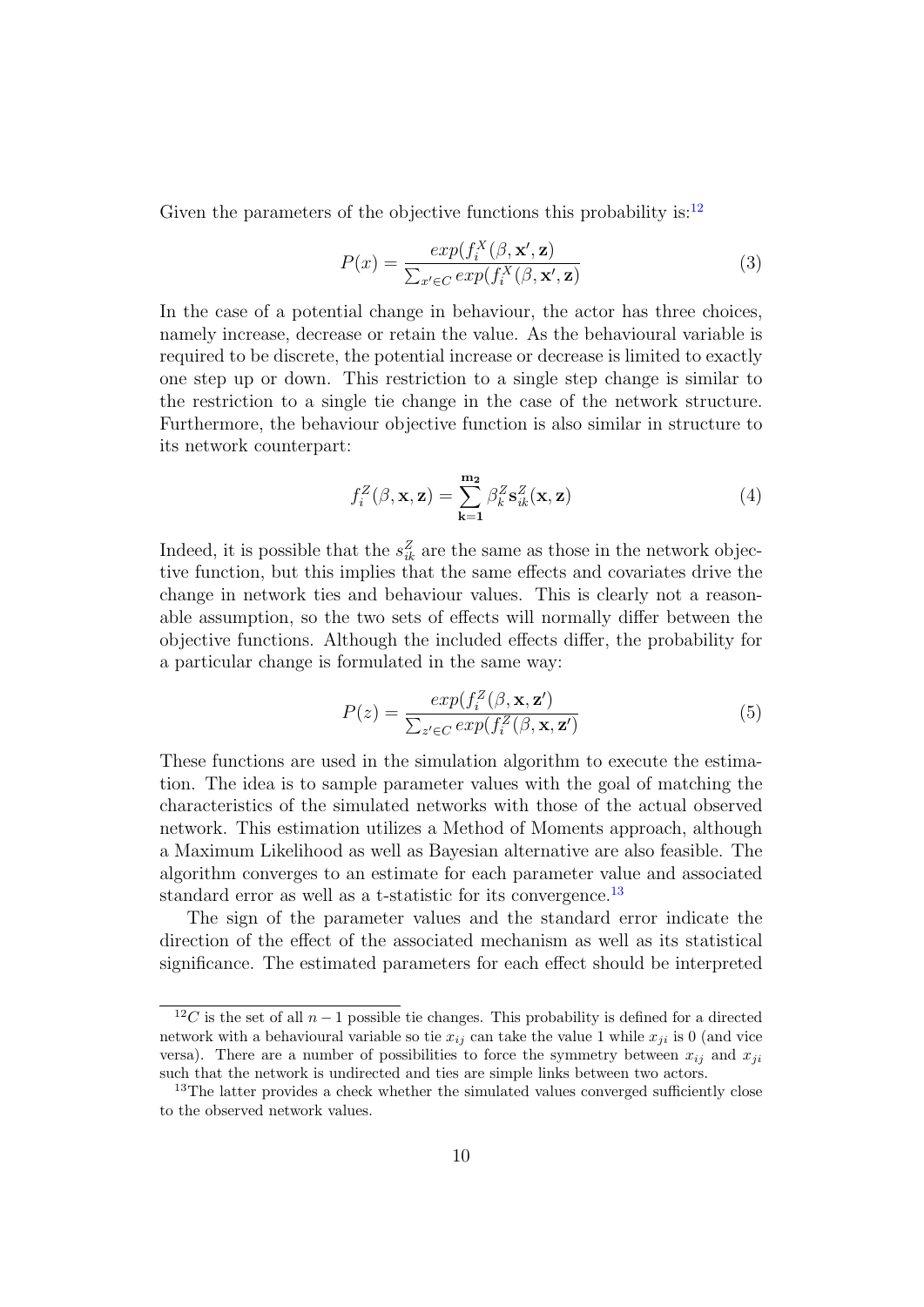Given the parameters of the objective functions this probability is:[12]

$$P(x) = \frac{exp(f_i^X(\beta, \mathbf{x'}, \mathbf{z})}{\sum_{x' \in C} exp(f_i^X(\beta, \mathbf{x'}, \mathbf{z})} \tag{3}$$

In the case of a potential change in behaviour, the actor has three choices, namely increase, decrease or retain the value. As the behavioural variable is required to be discrete, the potential increase or decrease is limited to exactly one step up or down. This restriction to a single step change is similar to the restriction to a single tie change in the case of the network structure. Furthermore, the behaviour objective function is also similar in structure to its network counterpart:

$$f_i^Z(\beta, \mathbf{x}, \mathbf{z}) = \sum_{\mathbf{k=1}}^{\mathbf{m_2}} \beta_k^Z \mathbf{s}_{ik}^Z(\mathbf{x}, \mathbf{z}) \tag{4}$$

Indeed, it is possible that the $s_{ik}^Z$ are the same as those in the network objective function, but this implies that the same effects and covariates drive the change in network ties and behaviour values. This is clearly not a reasonable assumption, so the two sets of effects will normally differ between the objective functions. Although the included effects differ, the probability for a particular change is formulated in the same way:

$$P(z) = \frac{exp(f_i^Z(\beta, \mathbf{x}, \mathbf{z'})}{\sum_{z' \in C} exp(f_i^Z(\beta, \mathbf{x}, \mathbf{z'})} \tag{5}$$

These functions are used in the simulation algorithm to execute the estimation. The idea is to sample parameter values with the goal of matching the characteristics of the simulated networks with those of the actual observed network. This estimation utilizes a Method of Moments approach, although a Maximum Likelihood as well as Bayesian alternative are also feasible. The algorithm converges to an estimate for each parameter value and associated standard error as well as a t-statistic for its convergence.[13]

The sign of the parameter values and the standard error indicate the direction of the effect of the associated mechanism as well as its statistical significance. The estimated parameters for each effect should be interpreted

---

[12] $C$ is the set of all $n-1$ possible tie changes. This probability is defined for a directed network with a behavioural variable so tie $x_{ij}$ can take the value 1 while $x_{ji}$ is 0 (and vice versa). There are a number of possibilities to force the symmetry between $x_{ij}$ and $x_{ji}$ such that the network is undirected and ties are simple links between two actors.

[13] The latter provides a check whether the simulated values converged sufficiently close to the observed network values.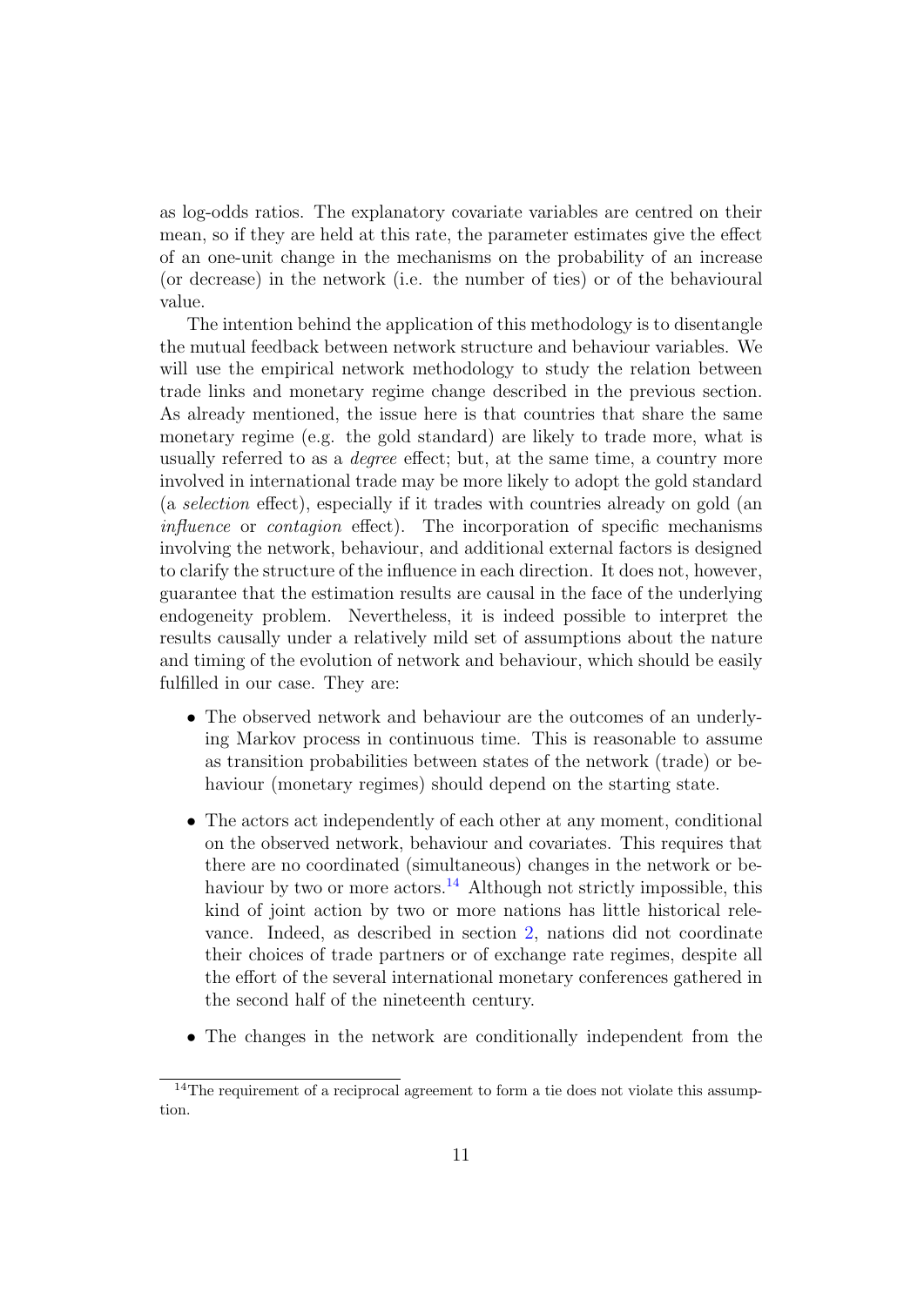as log-odds ratios. The explanatory covariate variables are centred on their mean, so if they are held at this rate, the parameter estimates give the effect of an one-unit change in the mechanisms on the probability of an increase (or decrease) in the network (i.e. the number of ties) or of the behavioural value.

The intention behind the application of this methodology is to disentangle the mutual feedback between network structure and behaviour variables. We will use the empirical network methodology to study the relation between trade links and monetary regime change described in the previous section. As already mentioned, the issue here is that countries that share the same monetary regime (e.g. the gold standard) are likely to trade more, what is usually referred to as a *degree* effect; but, at the same time, a country more involved in international trade may be more likely to adopt the gold standard (a *selection* effect), especially if it trades with countries already on gold (an *influence* or *contagion* effect). The incorporation of specific mechanisms involving the network, behaviour, and additional external factors is designed to clarify the structure of the influence in each direction. It does not, however, guarantee that the estimation results are causal in the face of the underlying endogeneity problem. Nevertheless, it is indeed possible to interpret the results causally under a relatively mild set of assumptions about the nature and timing of the evolution of network and behaviour, which should be easily fulfilled in our case. They are:

- The observed network and behaviour are the outcomes of an underlying Markov process in continuous time. This is reasonable to assume as transition probabilities between states of the network (trade) or behaviour (monetary regimes) should depend on the starting state.
- The actors act independently of each other at any moment, conditional on the observed network, behaviour and covariates. This requires that there are no coordinated (simultaneous) changes in the network or behaviour by two or more actors.[14] Although not strictly impossible, this kind of joint action by two or more nations has little historical relevance. Indeed, as described in section 2, nations did not coordinate their choices of trade partners or of exchange rate regimes, despite all the effort of the several international monetary conferences gathered in the second half of the nineteenth century.
- The changes in the network are conditionally independent from the

[14] The requirement of a reciprocal agreement to form a tie does not violate this assumption.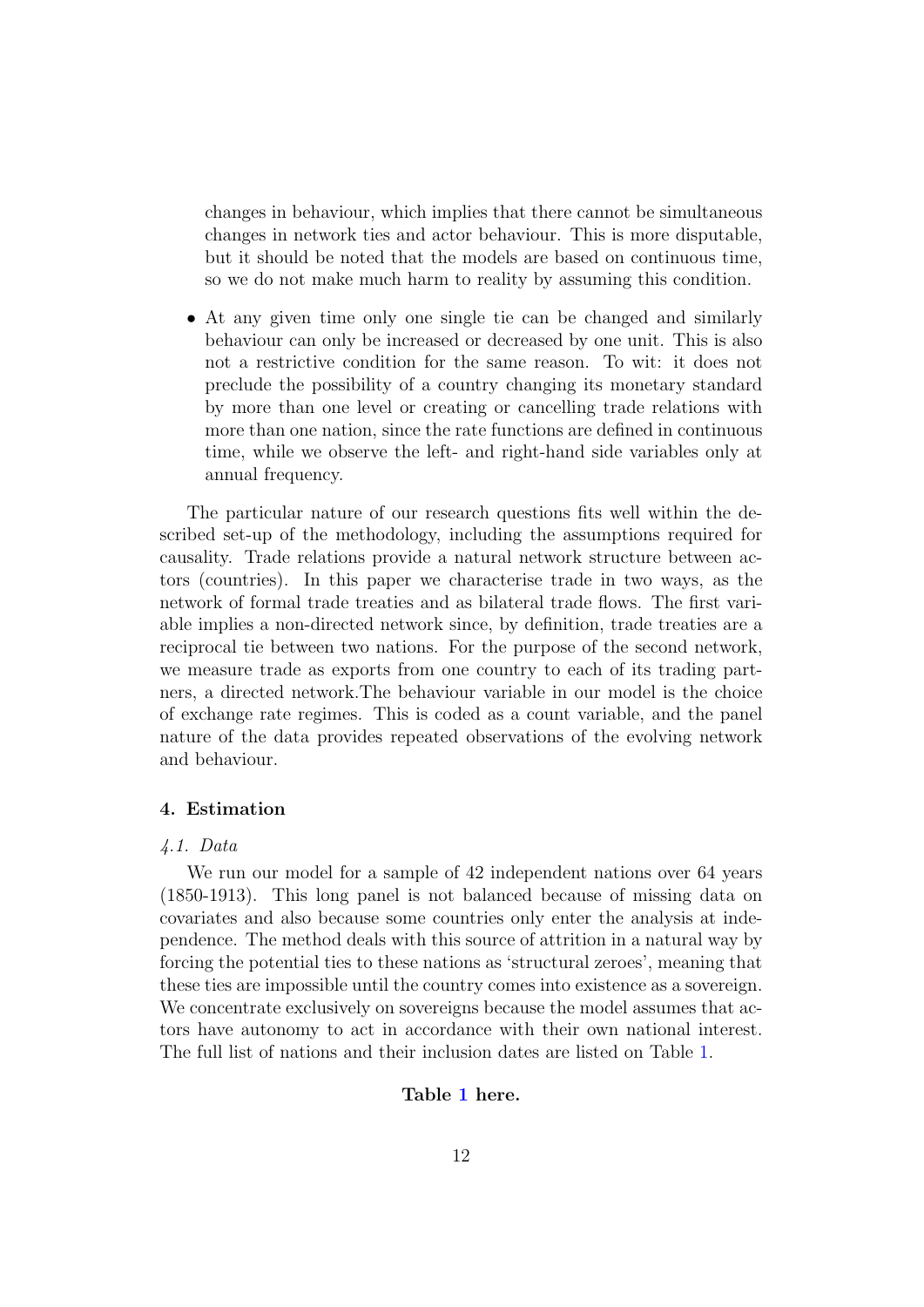changes in behaviour, which implies that there cannot be simultaneous changes in network ties and actor behaviour. This is more disputable, but it should be noted that the models are based on continuous time, so we do not make much harm to reality by assuming this condition.

- At any given time only one single tie can be changed and similarly behaviour can only be increased or decreased by one unit. This is also not a restrictive condition for the same reason. To wit: it does not preclude the possibility of a country changing its monetary standard by more than one level or creating or cancelling trade relations with more than one nation, since the rate functions are defined in continuous time, while we observe the left- and right-hand side variables only at annual frequency.

The particular nature of our research questions fits well within the described set-up of the methodology, including the assumptions required for causality. Trade relations provide a natural network structure between actors (countries). In this paper we characterise trade in two ways, as the network of formal trade treaties and as bilateral trade flows. The first variable implies a non-directed network since, by definition, trade treaties are a reciprocal tie between two nations. For the purpose of the second network, we measure trade as exports from one country to each of its trading partners, a directed network.The behaviour variable in our model is the choice of exchange rate regimes. This is coded as a count variable, and the panel nature of the data provides repeated observations of the evolving network and behaviour.

## 4. Estimation

### *4.1. Data*

We run our model for a sample of 42 independent nations over 64 years (1850-1913). This long panel is not balanced because of missing data on covariates and also because some countries only enter the analysis at independence. The method deals with this source of attrition in a natural way by forcing the potential ties to these nations as 'structural zeroes', meaning that these ties are impossible until the country comes into existence as a sovereign. We concentrate exclusively on sovereigns because the model assumes that actors have autonomy to act in accordance with their own national interest. The full list of nations and their inclusion dates are listed on Table 1.

**Table 1 here.**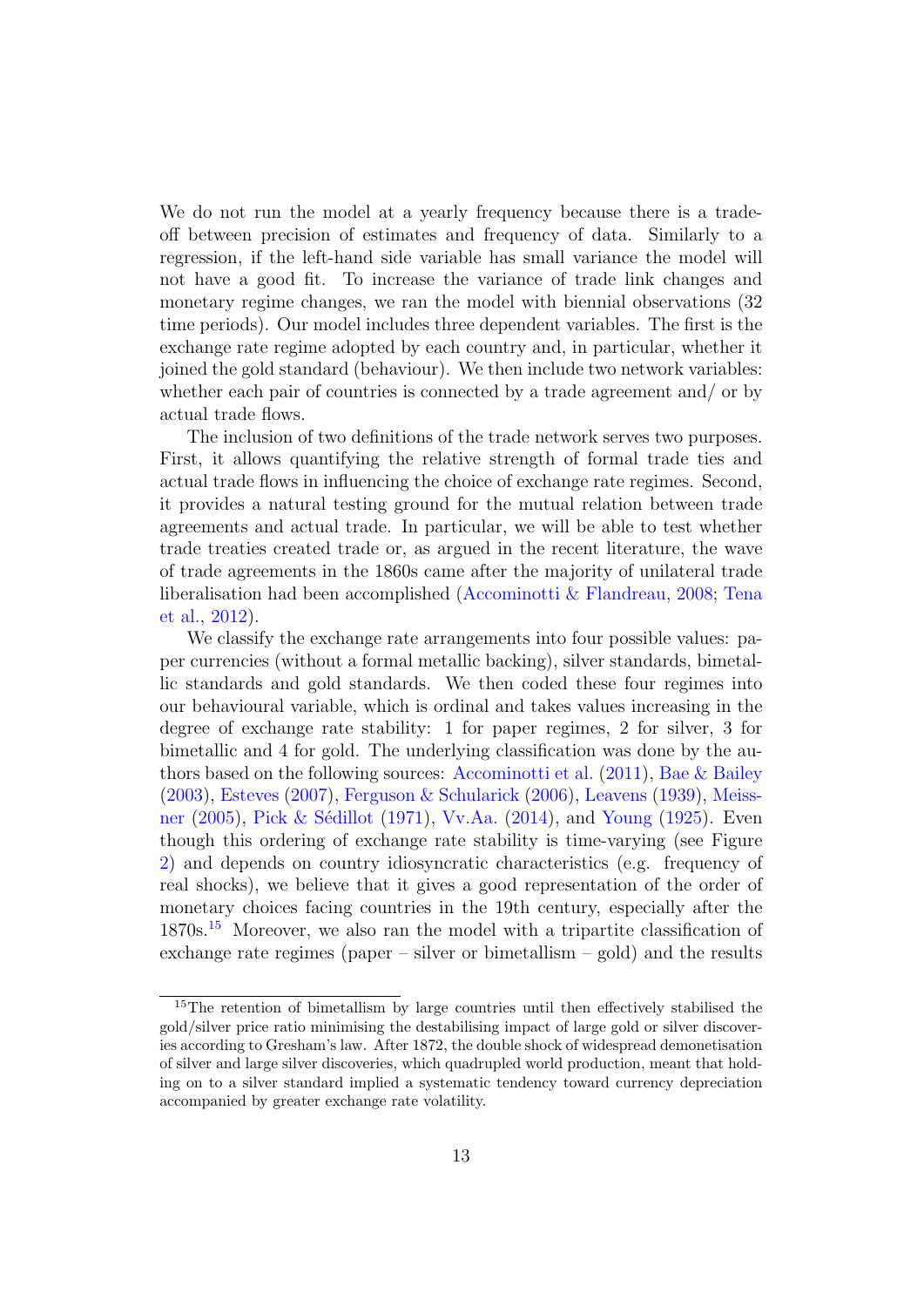We do not run the model at a yearly frequency because there is a trade-off between precision of estimates and frequency of data. Similarly to a regression, if the left-hand side variable has small variance the model will not have a good fit. To increase the variance of trade link changes and monetary regime changes, we ran the model with biennial observations (32 time periods). Our model includes three dependent variables. The first is the exchange rate regime adopted by each country and, in particular, whether it joined the gold standard (behaviour). We then include two network variables: whether each pair of countries is connected by a trade agreement and/ or by actual trade flows.

The inclusion of two definitions of the trade network serves two purposes. First, it allows quantifying the relative strength of formal trade ties and actual trade flows in influencing the choice of exchange rate regimes. Second, it provides a natural testing ground for the mutual relation between trade agreements and actual trade. In particular, we will be able to test whether trade treaties created trade or, as argued in the recent literature, the wave of trade agreements in the 1860s came after the majority of unilateral trade liberalisation had been accomplished (Accominotti & Flandreau, 2008; Tena et al., 2012).

We classify the exchange rate arrangements into four possible values: paper currencies (without a formal metallic backing), silver standards, bimetallic standards and gold standards. We then coded these four regimes into our behavioural variable, which is ordinal and takes values increasing in the degree of exchange rate stability: 1 for paper regimes, 2 for silver, 3 for bimetallic and 4 for gold. The underlying classification was done by the authors based on the following sources: Accominotti et al. (2011), Bae & Bailey (2003), Esteves (2007), Ferguson & Schularick (2006), Leavens (1939), Meissner (2005), Pick & Sédillot (1971), Vv.Aa. (2014), and Young (1925). Even though this ordering of exchange rate stability is time-varying (see Figure 2) and depends on country idiosyncratic characteristics (e.g. frequency of real shocks), we believe that it gives a good representation of the order of monetary choices facing countries in the 19th century, especially after the 1870s.[15] Moreover, we also ran the model with a tripartite classification of exchange rate regimes (paper – silver or bimetallism – gold) and the results

[15] The retention of bimetallism by large countries until then effectively stabilised the gold/silver price ratio minimising the destabilising impact of large gold or silver discoveries according to Gresham's law. After 1872, the double shock of widespread demonetisation of silver and large silver discoveries, which quadrupled world production, meant that holding on to a silver standard implied a systematic tendency toward currency depreciation accompanied by greater exchange rate volatility.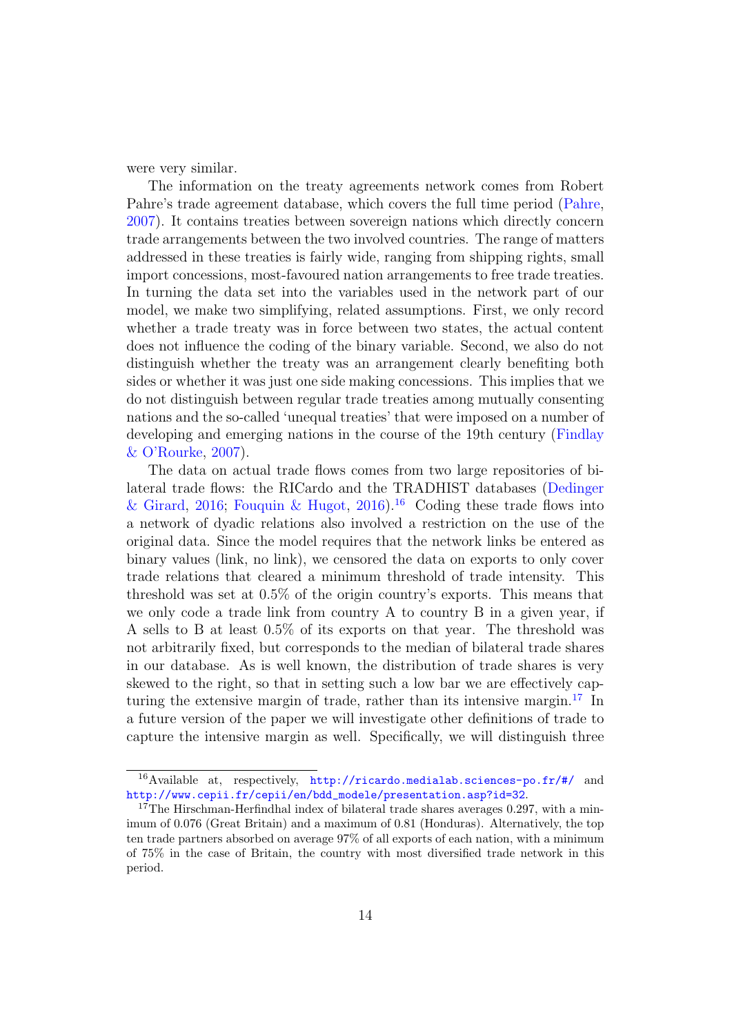were very similar.

The information on the treaty agreements network comes from Robert Pahre's trade agreement database, which covers the full time period (Pahre, 2007). It contains treaties between sovereign nations which directly concern trade arrangements between the two involved countries. The range of matters addressed in these treaties is fairly wide, ranging from shipping rights, small import concessions, most-favoured nation arrangements to free trade treaties. In turning the data set into the variables used in the network part of our model, we make two simplifying, related assumptions. First, we only record whether a trade treaty was in force between two states, the actual content does not influence the coding of the binary variable. Second, we also do not distinguish whether the treaty was an arrangement clearly benefiting both sides or whether it was just one side making concessions. This implies that we do not distinguish between regular trade treaties among mutually consenting nations and the so-called 'unequal treaties' that were imposed on a number of developing and emerging nations in the course of the 19th century (Findlay & O'Rourke, 2007).

The data on actual trade flows comes from two large repositories of bilateral trade flows: the RICardo and the TRADHIST databases (Dedinger & Girard, 2016; Fouquin & Hugot, 2016).[16] Coding these trade flows into a network of dyadic relations also involved a restriction on the use of the original data. Since the model requires that the network links be entered as binary values (link, no link), we censored the data on exports to only cover trade relations that cleared a minimum threshold of trade intensity. This threshold was set at 0.5% of the origin country's exports. This means that we only code a trade link from country A to country B in a given year, if A sells to B at least 0.5% of its exports on that year. The threshold was not arbitrarily fixed, but corresponds to the median of bilateral trade shares in our database. As is well known, the distribution of trade shares is very skewed to the right, so that in setting such a low bar we are effectively capturing the extensive margin of trade, rather than its intensive margin.[17] In a future version of the paper we will investigate other definitions of trade to capture the intensive margin as well. Specifically, we will distinguish three

---

[16] Available at, respectively, http://ricardo.medialab.sciences-po.fr/#/ and http://www.cepii.fr/cepii/en/bdd_modele/presentation.asp?id=32.

[17] The Hirschman-Herfindhal index of bilateral trade shares averages 0.297, with a minimum of 0.076 (Great Britain) and a maximum of 0.81 (Honduras). Alternatively, the top ten trade partners absorbed on average 97% of all exports of each nation, with a minimum of 75% in the case of Britain, the country with most diversified trade network in this period.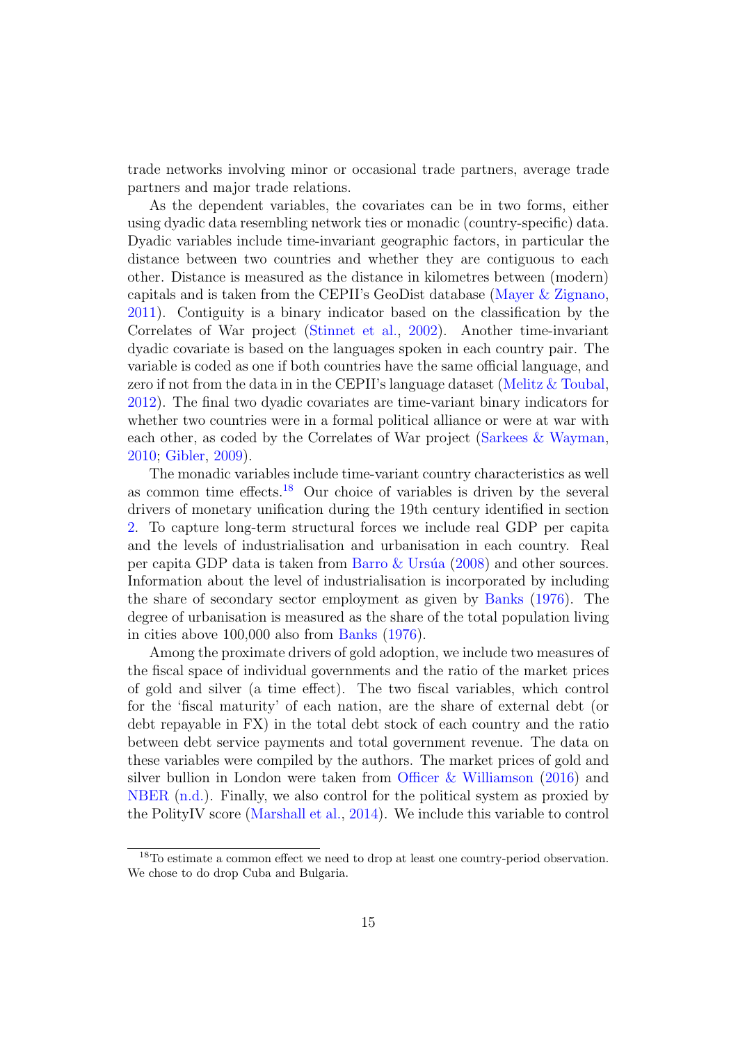trade networks involving minor or occasional trade partners, average trade partners and major trade relations.

As the dependent variables, the covariates can be in two forms, either using dyadic data resembling network ties or monadic (country-specific) data. Dyadic variables include time-invariant geographic factors, in particular the distance between two countries and whether they are contiguous to each other. Distance is measured as the distance in kilometres between (modern) capitals and is taken from the CEPII's GeoDist database (Mayer & Zignano, 2011). Contiguity is a binary indicator based on the classification by the Correlates of War project (Stinnet et al., 2002). Another time-invariant dyadic covariate is based on the languages spoken in each country pair. The variable is coded as one if both countries have the same official language, and zero if not from the data in in the CEPII's language dataset (Melitz & Toubal, 2012). The final two dyadic covariates are time-variant binary indicators for whether two countries were in a formal political alliance or were at war with each other, as coded by the Correlates of War project (Sarkees & Wayman, 2010; Gibler, 2009).

The monadic variables include time-variant country characteristics as well as common time effects.[18] Our choice of variables is driven by the several drivers of monetary unification during the 19th century identified in section 2. To capture long-term structural forces we include real GDP per capita and the levels of industrialisation and urbanisation in each country. Real per capita GDP data is taken from Barro & Ursúa (2008) and other sources. Information about the level of industrialisation is incorporated by including the share of secondary sector employment as given by Banks (1976). The degree of urbanisation is measured as the share of the total population living in cities above 100,000 also from Banks (1976).

Among the proximate drivers of gold adoption, we include two measures of the fiscal space of individual governments and the ratio of the market prices of gold and silver (a time effect). The two fiscal variables, which control for the 'fiscal maturity' of each nation, are the share of external debt (or debt repayable in FX) in the total debt stock of each country and the ratio between debt service payments and total government revenue. The data on these variables were compiled by the authors. The market prices of gold and silver bullion in London were taken from Officer & Williamson (2016) and NBER (n.d.). Finally, we also control for the political system as proxied by the PolityIV score (Marshall et al., 2014). We include this variable to control

[18] To estimate a common effect we need to drop at least one country-period observation. We chose to do drop Cuba and Bulgaria.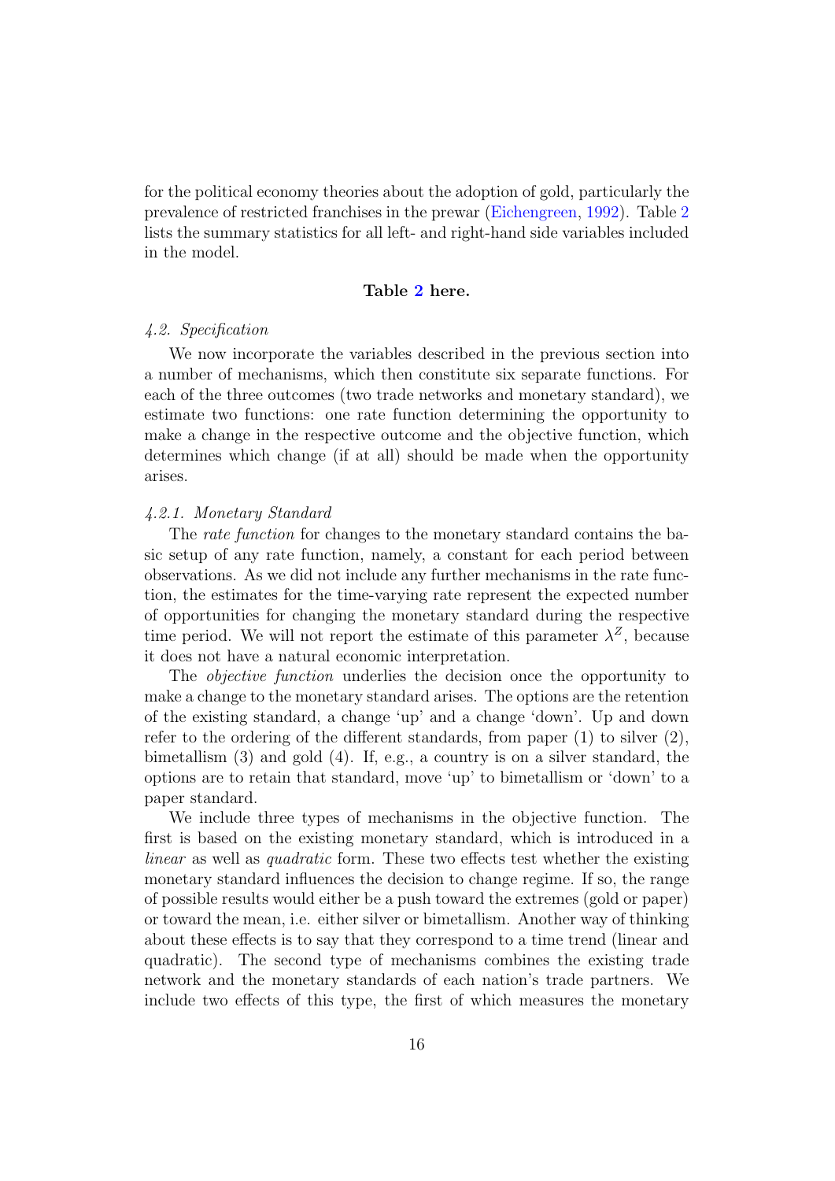for the political economy theories about the adoption of gold, particularly the prevalence of restricted franchises in the prewar (Eichengreen, 1992). Table 2 lists the summary statistics for all left- and right-hand side variables included in the model.

**Table 2 here.**

### *4.2. Specification*

We now incorporate the variables described in the previous section into a number of mechanisms, which then constitute six separate functions. For each of the three outcomes (two trade networks and monetary standard), we estimate two functions: one rate function determining the opportunity to make a change in the respective outcome and the objective function, which determines which change (if at all) should be made when the opportunity arises.

#### *4.2.1. Monetary Standard*

The *rate function* for changes to the monetary standard contains the basic setup of any rate function, namely, a constant for each period between observations. As we did not include any further mechanisms in the rate function, the estimates for the time-varying rate represent the expected number of opportunities for changing the monetary standard during the respective time period. We will not report the estimate of this parameter $\lambda^Z$, because it does not have a natural economic interpretation.

The *objective function* underlies the decision once the opportunity to make a change to the monetary standard arises. The options are the retention of the existing standard, a change 'up' and a change 'down'. Up and down refer to the ordering of the different standards, from paper (1) to silver (2), bimetallism (3) and gold (4). If, e.g., a country is on a silver standard, the options are to retain that standard, move 'up' to bimetallism or 'down' to a paper standard.

We include three types of mechanisms in the objective function. The first is based on the existing monetary standard, which is introduced in a *linear* as well as *quadratic* form. These two effects test whether the existing monetary standard influences the decision to change regime. If so, the range of possible results would either be a push toward the extremes (gold or paper) or toward the mean, i.e. either silver or bimetallism. Another way of thinking about these effects is to say that they correspond to a time trend (linear and quadratic). The second type of mechanisms combines the existing trade network and the monetary standards of each nation's trade partners. We include two effects of this type, the first of which measures the monetary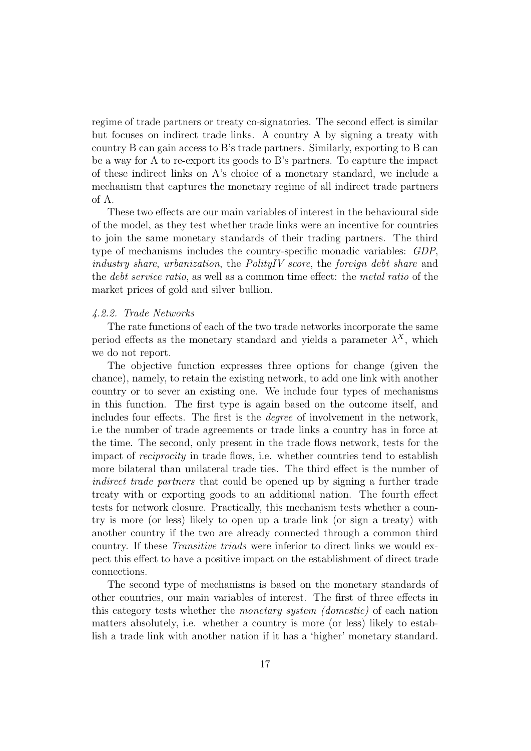regime of trade partners or treaty co-signatories. The second effect is similar but focuses on indirect trade links. A country A by signing a treaty with country B can gain access to B's trade partners. Similarly, exporting to B can be a way for A to re-export its goods to B's partners. To capture the impact of these indirect links on A's choice of a monetary standard, we include a mechanism that captures the monetary regime of all indirect trade partners of A.

These two effects are our main variables of interest in the behavioural side of the model, as they test whether trade links were an incentive for countries to join the same monetary standards of their trading partners. The third type of mechanisms includes the country-specific monadic variables: *GDP*, *industry share*, *urbanization*, the *PolityIV score*, the *foreign debt share* and the *debt service ratio*, as well as a common time effect: the *metal ratio* of the market prices of gold and silver bullion.

*4.2.2. Trade Networks*

The rate functions of each of the two trade networks incorporate the same period effects as the monetary standard and yields a parameter $\lambda^X$, which we do not report.

The objective function expresses three options for change (given the chance), namely, to retain the existing network, to add one link with another country or to sever an existing one. We include four types of mechanisms in this function. The first type is again based on the outcome itself, and includes four effects. The first is the *degree* of involvement in the network, i.e the number of trade agreements or trade links a country has in force at the time. The second, only present in the trade flows network, tests for the impact of *reciprocity* in trade flows, i.e. whether countries tend to establish more bilateral than unilateral trade ties. The third effect is the number of *indirect trade partners* that could be opened up by signing a further trade treaty with or exporting goods to an additional nation. The fourth effect tests for network closure. Practically, this mechanism tests whether a country is more (or less) likely to open up a trade link (or sign a treaty) with another country if the two are already connected through a common third country. If these *Transitive triads* were inferior to direct links we would expect this effect to have a positive impact on the establishment of direct trade connections.

The second type of mechanisms is based on the monetary standards of other countries, our main variables of interest. The first of three effects in this category tests whether the *monetary system (domestic)* of each nation matters absolutely, i.e. whether a country is more (or less) likely to establish a trade link with another nation if it has a 'higher' monetary standard.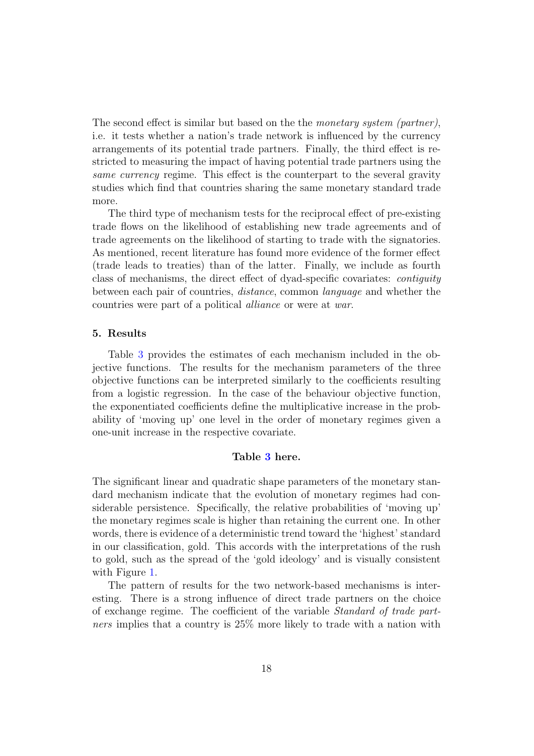The second effect is similar but based on the the *monetary system (partner)*, i.e. it tests whether a nation's trade network is influenced by the currency arrangements of its potential trade partners. Finally, the third effect is restricted to measuring the impact of having potential trade partners using the *same currency* regime. This effect is the counterpart to the several gravity studies which find that countries sharing the same monetary standard trade more.

The third type of mechanism tests for the reciprocal effect of pre-existing trade flows on the likelihood of establishing new trade agreements and of trade agreements on the likelihood of starting to trade with the signatories. As mentioned, recent literature has found more evidence of the former effect (trade leads to treaties) than of the latter. Finally, we include as fourth class of mechanisms, the direct effect of dyad-specific covariates: *contiguity* between each pair of countries, *distance*, common *language* and whether the countries were part of a political *alliance* or were at *war*.

## 5. Results

Table 3 provides the estimates of each mechanism included in the objective functions. The results for the mechanism parameters of the three objective functions can be interpreted similarly to the coefficients resulting from a logistic regression. In the case of the behaviour objective function, the exponentiated coefficients define the multiplicative increase in the probability of 'moving up' one level in the order of monetary regimes given a one-unit increase in the respective covariate.

**Table 3 here.**

The significant linear and quadratic shape parameters of the monetary standard mechanism indicate that the evolution of monetary regimes had considerable persistence. Specifically, the relative probabilities of 'moving up' the monetary regimes scale is higher than retaining the current one. In other words, there is evidence of a deterministic trend toward the 'highest' standard in our classification, gold. This accords with the interpretations of the rush to gold, such as the spread of the 'gold ideology' and is visually consistent with Figure 1.

The pattern of results for the two network-based mechanisms is interesting. There is a strong influence of direct trade partners on the choice of exchange regime. The coefficient of the variable *Standard of trade partners* implies that a country is 25% more likely to trade with a nation with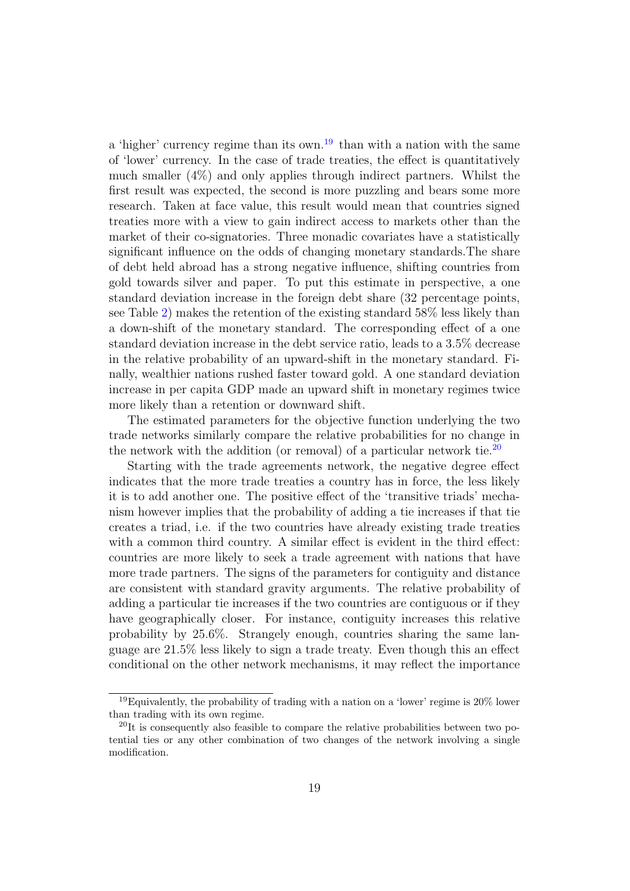a 'higher' currency regime than its own.[19] than with a nation with the same of 'lower' currency. In the case of trade treaties, the effect is quantitatively much smaller (4%) and only applies through indirect partners. Whilst the first result was expected, the second is more puzzling and bears some more research. Taken at face value, this result would mean that countries signed treaties more with a view to gain indirect access to markets other than the market of their co-signatories. Three monadic covariates have a statistically significant influence on the odds of changing monetary standards.The share of debt held abroad has a strong negative influence, shifting countries from gold towards silver and paper. To put this estimate in perspective, a one standard deviation increase in the foreign debt share (32 percentage points, see Table 2) makes the retention of the existing standard 58% less likely than a down-shift of the monetary standard. The corresponding effect of a one standard deviation increase in the debt service ratio, leads to a 3.5% decrease in the relative probability of an upward-shift in the monetary standard. Finally, wealthier nations rushed faster toward gold. A one standard deviation increase in per capita GDP made an upward shift in monetary regimes twice more likely than a retention or downward shift.

The estimated parameters for the objective function underlying the two trade networks similarly compare the relative probabilities for no change in the network with the addition (or removal) of a particular network tie.[20]

Starting with the trade agreements network, the negative degree effect indicates that the more trade treaties a country has in force, the less likely it is to add another one. The positive effect of the 'transitive triads' mechanism however implies that the probability of adding a tie increases if that tie creates a triad, i.e. if the two countries have already existing trade treaties with a common third country. A similar effect is evident in the third effect: countries are more likely to seek a trade agreement with nations that have more trade partners. The signs of the parameters for contiguity and distance are consistent with standard gravity arguments. The relative probability of adding a particular tie increases if the two countries are contiguous or if they have geographically closer. For instance, contiguity increases this relative probability by 25.6%. Strangely enough, countries sharing the same language are 21.5% less likely to sign a trade treaty. Even though this an effect conditional on the other network mechanisms, it may reflect the importance

[19] Equivalently, the probability of trading with a nation on a 'lower' regime is 20% lower than trading with its own regime.

[20] It is consequently also feasible to compare the relative probabilities between two potential ties or any other combination of two changes of the network involving a single modification.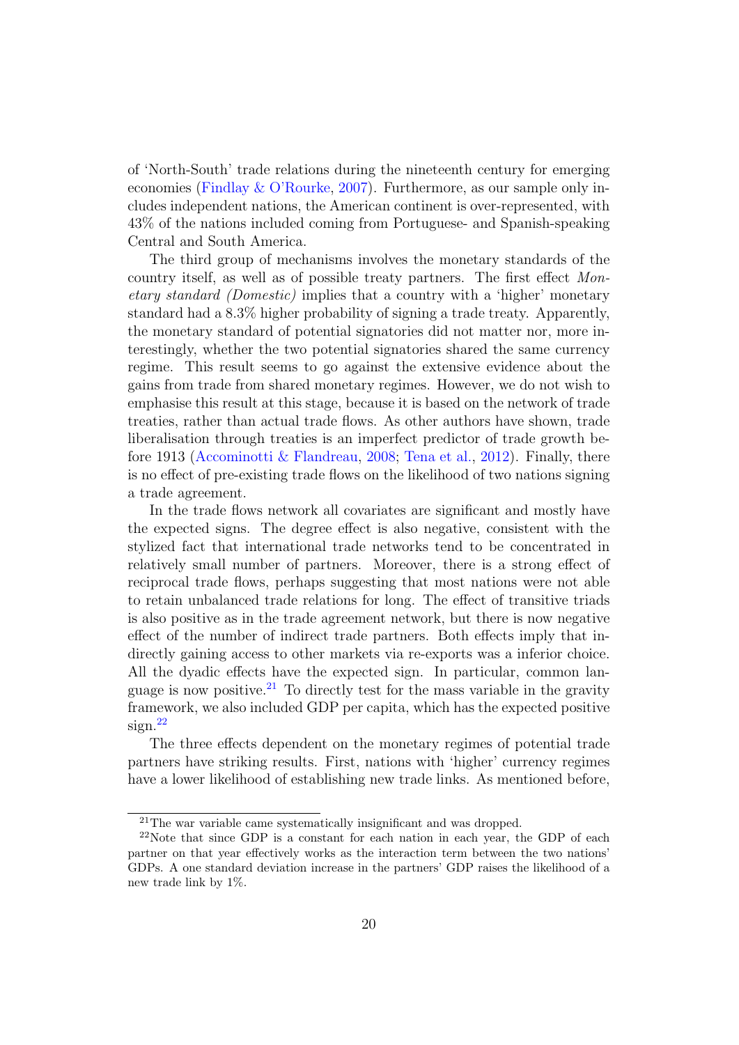of 'North-South' trade relations during the nineteenth century for emerging economies (Findlay & O'Rourke, 2007). Furthermore, as our sample only includes independent nations, the American continent is over-represented, with 43% of the nations included coming from Portuguese- and Spanish-speaking Central and South America.

The third group of mechanisms involves the monetary standards of the country itself, as well as of possible treaty partners. The first effect *Monetary standard (Domestic)* implies that a country with a 'higher' monetary standard had a 8.3% higher probability of signing a trade treaty. Apparently, the monetary standard of potential signatories did not matter nor, more interestingly, whether the two potential signatories shared the same currency regime. This result seems to go against the extensive evidence about the gains from trade from shared monetary regimes. However, we do not wish to emphasise this result at this stage, because it is based on the network of trade treaties, rather than actual trade flows. As other authors have shown, trade liberalisation through treaties is an imperfect predictor of trade growth before 1913 (Accominotti & Flandreau, 2008; Tena et al., 2012). Finally, there is no effect of pre-existing trade flows on the likelihood of two nations signing a trade agreement.

In the trade flows network all covariates are significant and mostly have the expected signs. The degree effect is also negative, consistent with the stylized fact that international trade networks tend to be concentrated in relatively small number of partners. Moreover, there is a strong effect of reciprocal trade flows, perhaps suggesting that most nations were not able to retain unbalanced trade relations for long. The effect of transitive triads is also positive as in the trade agreement network, but there is now negative effect of the number of indirect trade partners. Both effects imply that indirectly gaining access to other markets via re-exports was a inferior choice. All the dyadic effects have the expected sign. In particular, common language is now positive.[21] To directly test for the mass variable in the gravity framework, we also included GDP per capita, which has the expected positive sign.[22]

The three effects dependent on the monetary regimes of potential trade partners have striking results. First, nations with 'higher' currency regimes have a lower likelihood of establishing new trade links. As mentioned before,

[21] The war variable came systematically insignificant and was dropped.

[22] Note that since GDP is a constant for each nation in each year, the GDP of each partner on that year effectively works as the interaction term between the two nations' GDPs. A one standard deviation increase in the partners' GDP raises the likelihood of a new trade link by 1%.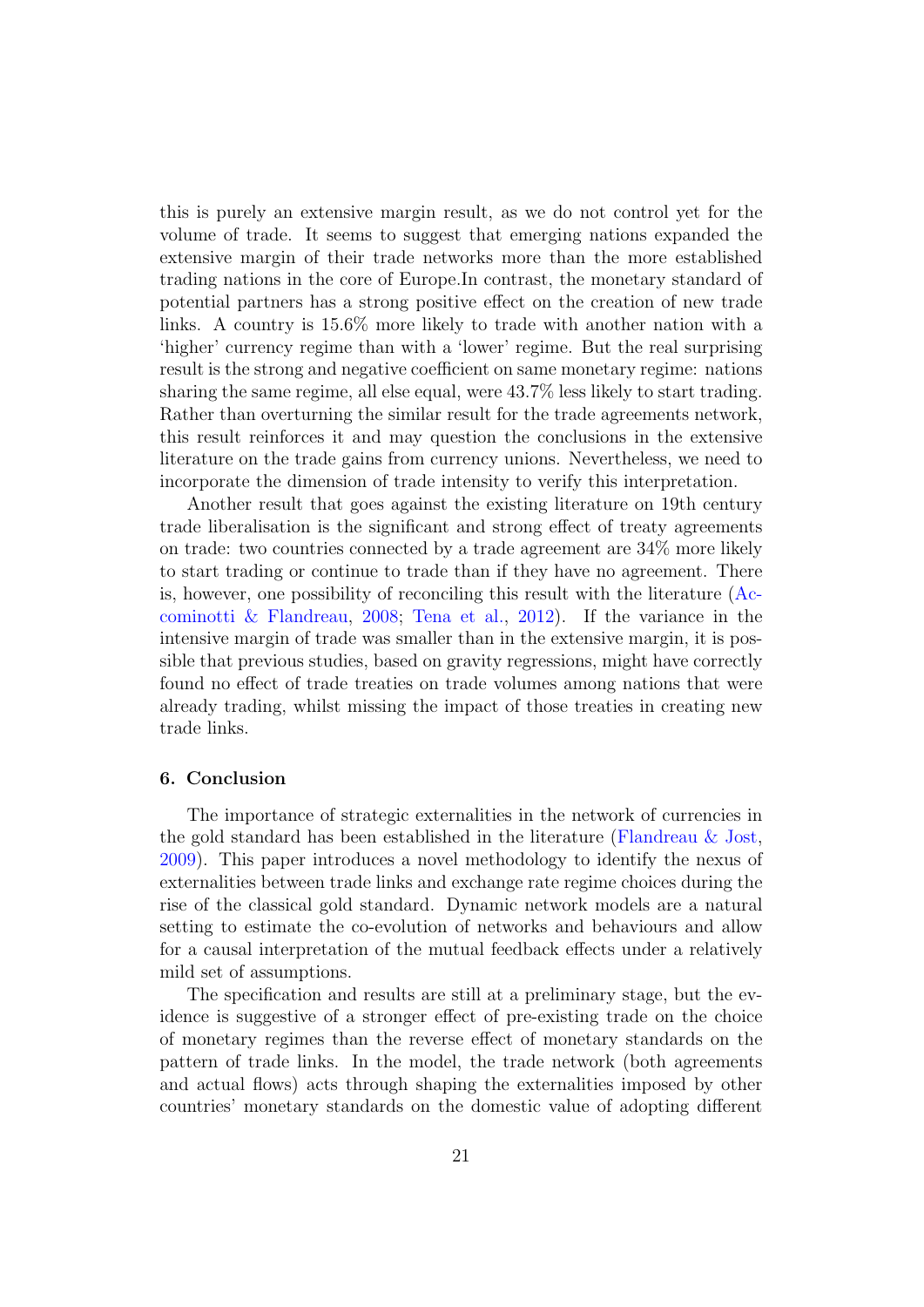this is purely an extensive margin result, as we do not control yet for the volume of trade. It seems to suggest that emerging nations expanded the extensive margin of their trade networks more than the more established trading nations in the core of Europe.In contrast, the monetary standard of potential partners has a strong positive effect on the creation of new trade links. A country is 15.6% more likely to trade with another nation with a 'higher' currency regime than with a 'lower' regime. But the real surprising result is the strong and negative coefficient on same monetary regime: nations sharing the same regime, all else equal, were 43.7% less likely to start trading. Rather than overturning the similar result for the trade agreements network, this result reinforces it and may question the conclusions in the extensive literature on the trade gains from currency unions. Nevertheless, we need to incorporate the dimension of trade intensity to verify this interpretation.

Another result that goes against the existing literature on 19th century trade liberalisation is the significant and strong effect of treaty agreements on trade: two countries connected by a trade agreement are 34% more likely to start trading or continue to trade than if they have no agreement. There is, however, one possibility of reconciling this result with the literature (Accominotti & Flandreau, 2008; Tena et al., 2012). If the variance in the intensive margin of trade was smaller than in the extensive margin, it is possible that previous studies, based on gravity regressions, might have correctly found no effect of trade treaties on trade volumes among nations that were already trading, whilst missing the impact of those treaties in creating new trade links.

## 6. Conclusion

The importance of strategic externalities in the network of currencies in the gold standard has been established in the literature (Flandreau & Jost, 2009). This paper introduces a novel methodology to identify the nexus of externalities between trade links and exchange rate regime choices during the rise of the classical gold standard. Dynamic network models are a natural setting to estimate the co-evolution of networks and behaviours and allow for a causal interpretation of the mutual feedback effects under a relatively mild set of assumptions.

The specification and results are still at a preliminary stage, but the evidence is suggestive of a stronger effect of pre-existing trade on the choice of monetary regimes than the reverse effect of monetary standards on the pattern of trade links. In the model, the trade network (both agreements and actual flows) acts through shaping the externalities imposed by other countries' monetary standards on the domestic value of adopting different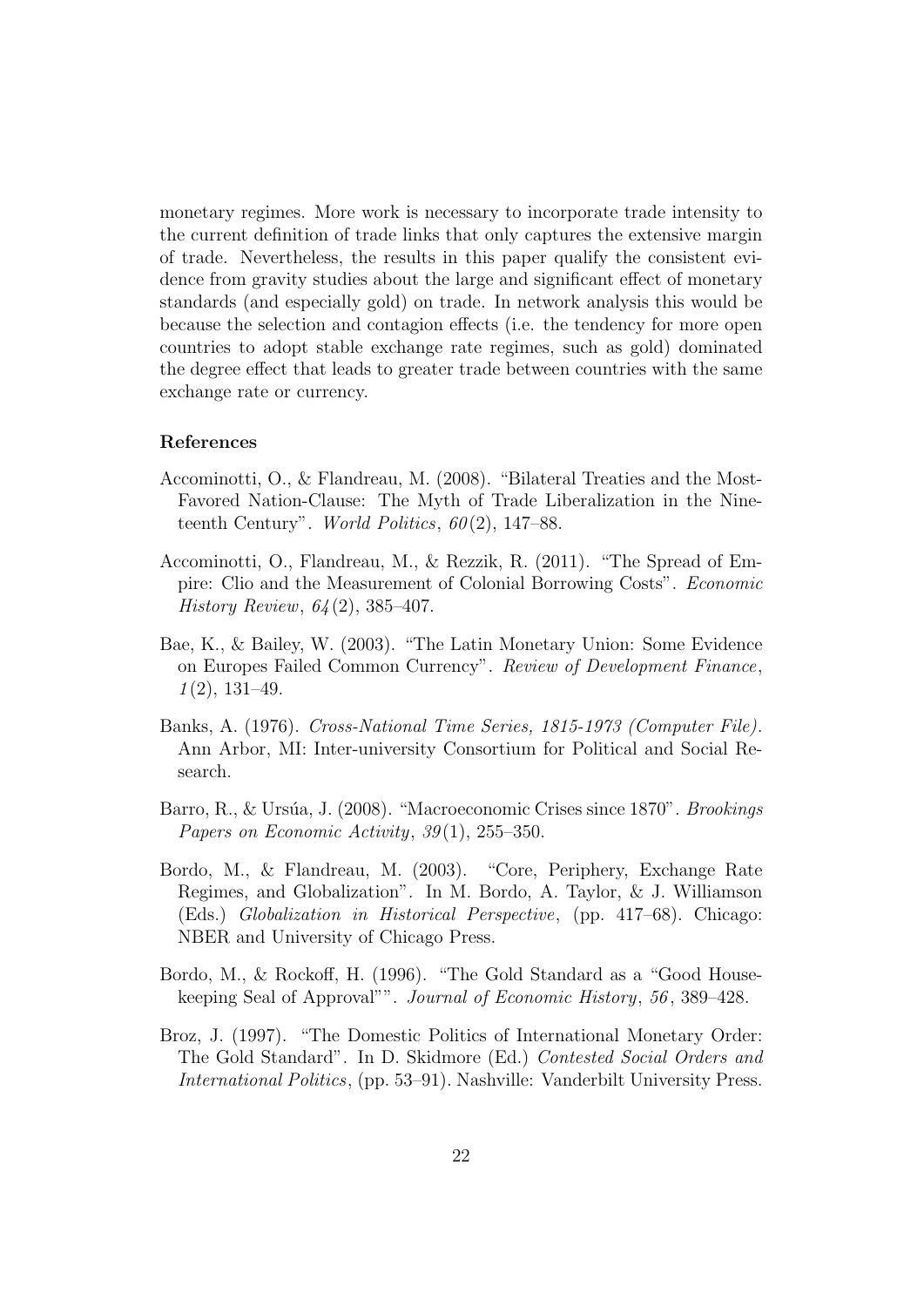monetary regimes. More work is necessary to incorporate trade intensity to the current definition of trade links that only captures the extensive margin of trade. Nevertheless, the results in this paper qualify the consistent evidence from gravity studies about the large and significant effect of monetary standards (and especially gold) on trade. In network analysis this would be because the selection and contagion effects (i.e. the tendency for more open countries to adopt stable exchange rate regimes, such as gold) dominated the degree effect that leads to greater trade between countries with the same exchange rate or currency.

### References

Accominotti, O., & Flandreau, M. (2008). "Bilateral Treaties and the Most-Favored Nation-Clause: The Myth of Trade Liberalization in the Nineteenth Century". *World Politics*, *60*(2), 147–88.

Accominotti, O., Flandreau, M., & Rezzik, R. (2011). "The Spread of Empire: Clio and the Measurement of Colonial Borrowing Costs". *Economic History Review*, *64*(2), 385–407.

Bae, K., & Bailey, W. (2003). "The Latin Monetary Union: Some Evidence on Europes Failed Common Currency". *Review of Development Finance*, *1*(2), 131–49.

Banks, A. (1976). *Cross-National Time Series, 1815-1973 (Computer File)*. Ann Arbor, MI: Inter-university Consortium for Political and Social Research.

Barro, R., & Ursúa, J. (2008). "Macroeconomic Crises since 1870". *Brookings Papers on Economic Activity*, *39*(1), 255–350.

Bordo, M., & Flandreau, M. (2003). "Core, Periphery, Exchange Rate Regimes, and Globalization". In M. Bordo, A. Taylor, & J. Williamson (Eds.) *Globalization in Historical Perspective*, (pp. 417–68). Chicago: NBER and University of Chicago Press.

Bordo, M., & Rockoff, H. (1996). "The Gold Standard as a "Good Housekeeping Seal of Approval"". *Journal of Economic History*, *56*, 389–428.

Broz, J. (1997). "The Domestic Politics of International Monetary Order: The Gold Standard". In D. Skidmore (Ed.) *Contested Social Orders and International Politics*, (pp. 53–91). Nashville: Vanderbilt University Press.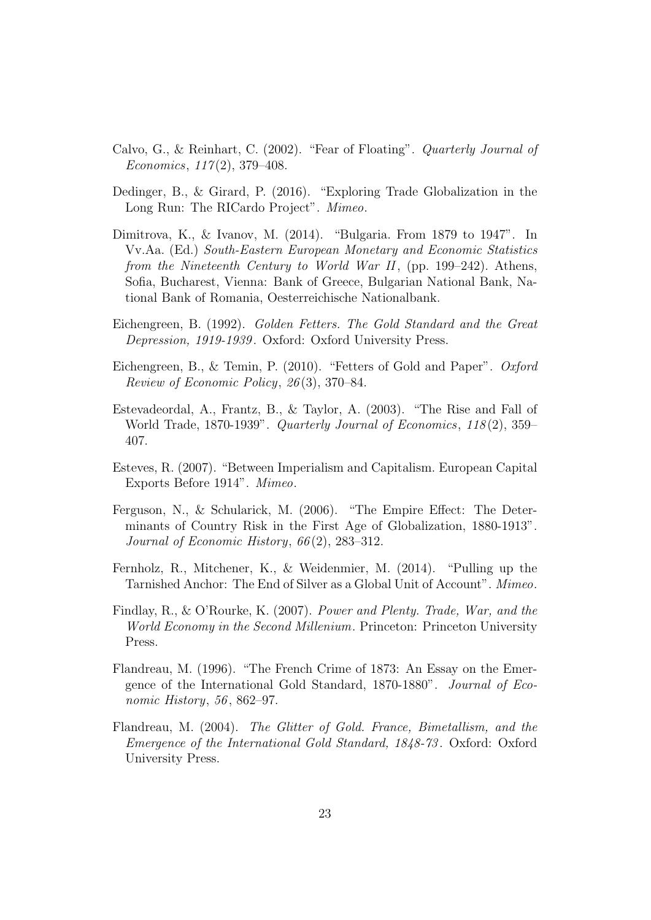Calvo, G., & Reinhart, C. (2002). "Fear of Floating". *Quarterly Journal of Economics*, *117*(2), 379–408.

Dedinger, B., & Girard, P. (2016). "Exploring Trade Globalization in the Long Run: The RICardo Project". *Mimeo*.

Dimitrova, K., & Ivanov, M. (2014). "Bulgaria. From 1879 to 1947". In Vv.Aa. (Ed.) *South-Eastern European Monetary and Economic Statistics from the Nineteenth Century to World War II*, (pp. 199–242). Athens, Sofia, Bucharest, Vienna: Bank of Greece, Bulgarian National Bank, National Bank of Romania, Oesterreichische Nationalbank.

Eichengreen, B. (1992). *Golden Fetters. The Gold Standard and the Great Depression, 1919-1939*. Oxford: Oxford University Press.

Eichengreen, B., & Temin, P. (2010). "Fetters of Gold and Paper". *Oxford Review of Economic Policy*, *26*(3), 370–84.

Estevadeordal, A., Frantz, B., & Taylor, A. (2003). "The Rise and Fall of World Trade, 1870-1939". *Quarterly Journal of Economics*, *118*(2), 359–407.

Esteves, R. (2007). "Between Imperialism and Capitalism. European Capital Exports Before 1914". *Mimeo*.

Ferguson, N., & Schularick, M. (2006). "The Empire Effect: The Determinants of Country Risk in the First Age of Globalization, 1880-1913". *Journal of Economic History*, *66*(2), 283–312.

Fernholz, R., Mitchener, K., & Weidenmier, M. (2014). "Pulling up the Tarnished Anchor: The End of Silver as a Global Unit of Account". *Mimeo*.

Findlay, R., & O'Rourke, K. (2007). *Power and Plenty. Trade, War, and the World Economy in the Second Millenium*. Princeton: Princeton University Press.

Flandreau, M. (1996). "The French Crime of 1873: An Essay on the Emergence of the International Gold Standard, 1870-1880". *Journal of Economic History*, *56*, 862–97.

Flandreau, M. (2004). *The Glitter of Gold. France, Bimetallism, and the Emergence of the International Gold Standard, 1848-73*. Oxford: Oxford University Press.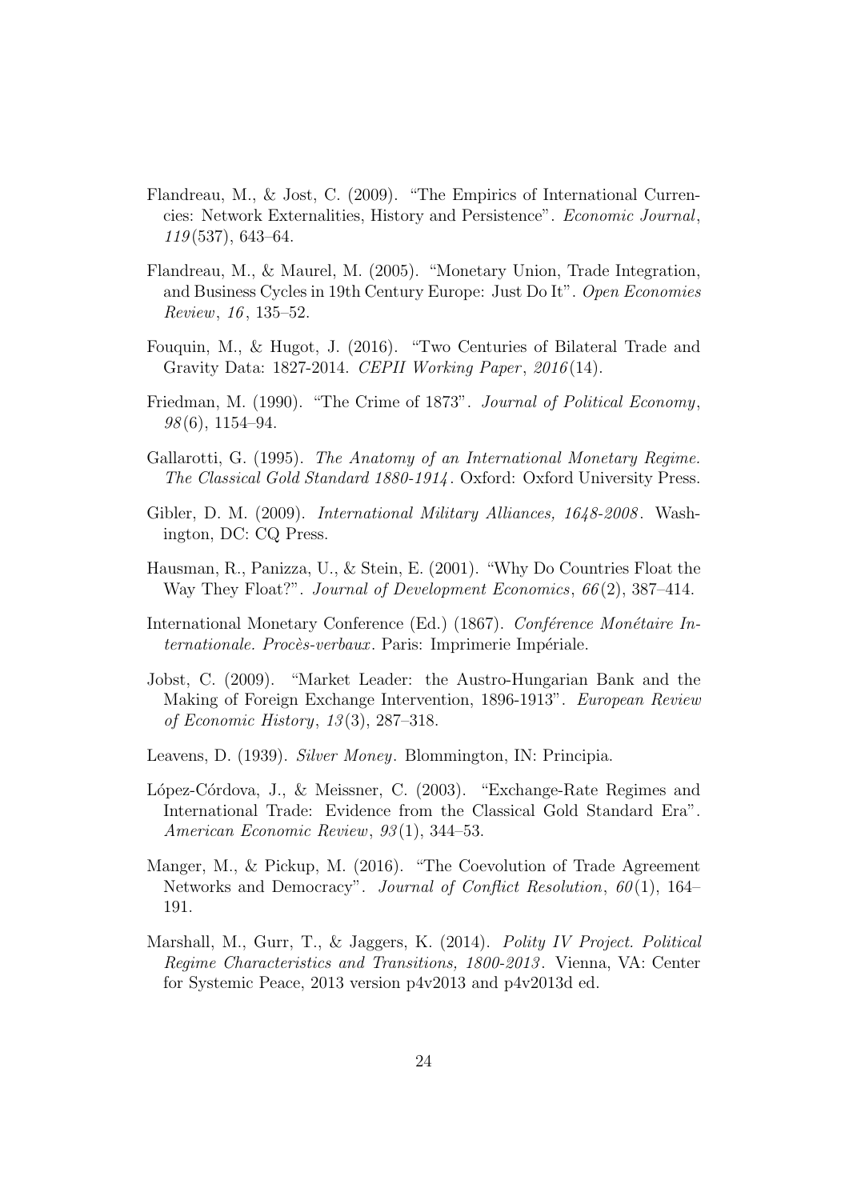Flandreau, M., & Jost, C. (2009). "The Empirics of International Currencies: Network Externalities, History and Persistence". *Economic Journal*, *119*(537), 643–64.

Flandreau, M., & Maurel, M. (2005). "Monetary Union, Trade Integration, and Business Cycles in 19th Century Europe: Just Do It". *Open Economies Review*, *16*, 135–52.

Fouquin, M., & Hugot, J. (2016). "Two Centuries of Bilateral Trade and Gravity Data: 1827-2014. *CEPII Working Paper*, *2016*(14).

Friedman, M. (1990). "The Crime of 1873". *Journal of Political Economy*, *98*(6), 1154–94.

Gallarotti, G. (1995). *The Anatomy of an International Monetary Regime. The Classical Gold Standard 1880-1914*. Oxford: Oxford University Press.

Gibler, D. M. (2009). *International Military Alliances, 1648-2008*. Washington, DC: CQ Press.

Hausman, R., Panizza, U., & Stein, E. (2001). "Why Do Countries Float the Way They Float?". *Journal of Development Economics*, *66*(2), 387–414.

International Monetary Conference (Ed.) (1867). *Conférence Monétaire Internationale. Procès-verbaux*. Paris: Imprimerie Impériale.

Jobst, C. (2009). "Market Leader: the Austro-Hungarian Bank and the Making of Foreign Exchange Intervention, 1896-1913". *European Review of Economic History*, *13*(3), 287–318.

Leavens, D. (1939). *Silver Money*. Blommington, IN: Principia.

López-Córdova, J., & Meissner, C. (2003). "Exchange-Rate Regimes and International Trade: Evidence from the Classical Gold Standard Era". *American Economic Review*, *93*(1), 344–53.

Manger, M., & Pickup, M. (2016). "The Coevolution of Trade Agreement Networks and Democracy". *Journal of Conflict Resolution*, *60*(1), 164–191.

Marshall, M., Gurr, T., & Jaggers, K. (2014). *Polity IV Project. Political Regime Characteristics and Transitions, 1800-2013*. Vienna, VA: Center for Systemic Peace, 2013 version p4v2013 and p4v2013d ed.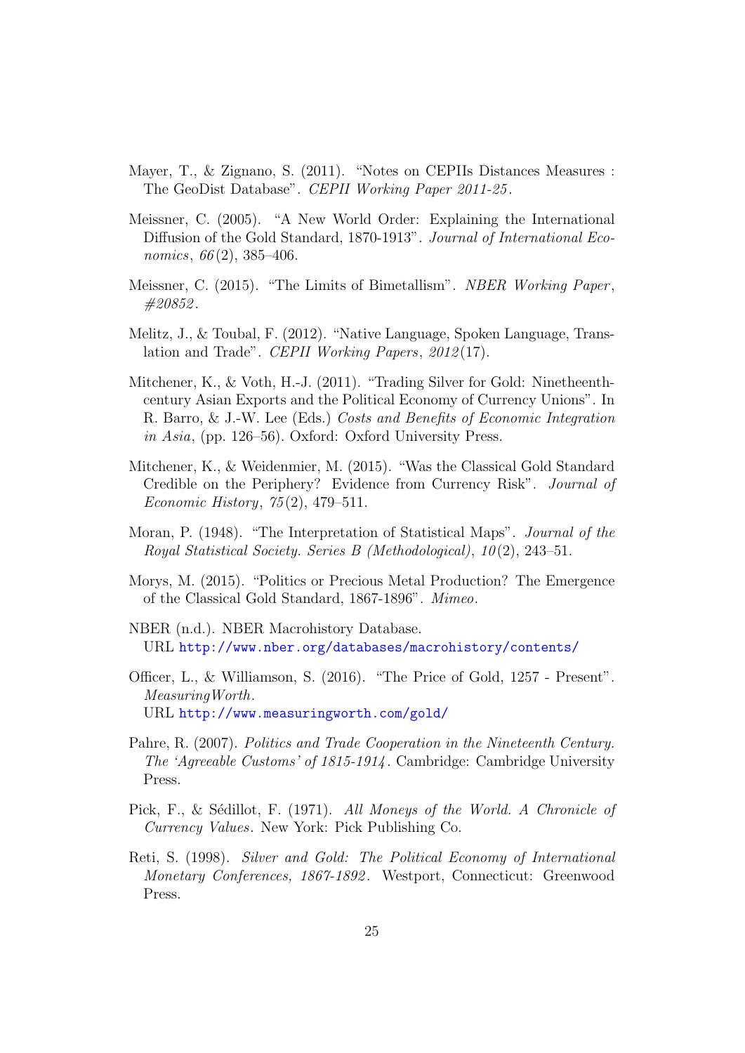Mayer, T., & Zignano, S. (2011). "Notes on CEPIIs Distances Measures : The GeoDist Database". *CEPII Working Paper 2011-25*.

Meissner, C. (2005). "A New World Order: Explaining the International Diffusion of the Gold Standard, 1870-1913". *Journal of International Economics*, *66*(2), 385–406.

Meissner, C. (2015). "The Limits of Bimetallism". *NBER Working Paper*, *#20852*.

Melitz, J., & Toubal, F. (2012). "Native Language, Spoken Language, Translation and Trade". *CEPII Working Papers*, *2012*(17).

Mitchener, K., & Voth, H.-J. (2011). "Trading Silver for Gold: Ninetheenth-century Asian Exports and the Political Economy of Currency Unions". In R. Barro, & J.-W. Lee (Eds.) *Costs and Benefits of Economic Integration in Asia*, (pp. 126–56). Oxford: Oxford University Press.

Mitchener, K., & Weidenmier, M. (2015). "Was the Classical Gold Standard Credible on the Periphery? Evidence from Currency Risk". *Journal of Economic History*, *75*(2), 479–511.

Moran, P. (1948). "The Interpretation of Statistical Maps". *Journal of the Royal Statistical Society. Series B (Methodological)*, *10*(2), 243–51.

Morys, M. (2015). "Politics or Precious Metal Production? The Emergence of the Classical Gold Standard, 1867-1896". *Mimeo*.

NBER (n.d.). NBER Macrohistory Database.
URL http://www.nber.org/databases/macrohistory/contents/

Officer, L., & Williamson, S. (2016). "The Price of Gold, 1257 - Present". *MeasuringWorth*.
URL http://www.measuringworth.com/gold/

Pahre, R. (2007). *Politics and Trade Cooperation in the Nineteenth Century. The 'Agreeable Customs' of 1815-1914*. Cambridge: Cambridge University Press.

Pick, F., & Sédillot, F. (1971). *All Moneys of the World. A Chronicle of Currency Values*. New York: Pick Publishing Co.

Reti, S. (1998). *Silver and Gold: The Political Economy of International Monetary Conferences, 1867-1892*. Westport, Connecticut: Greenwood Press.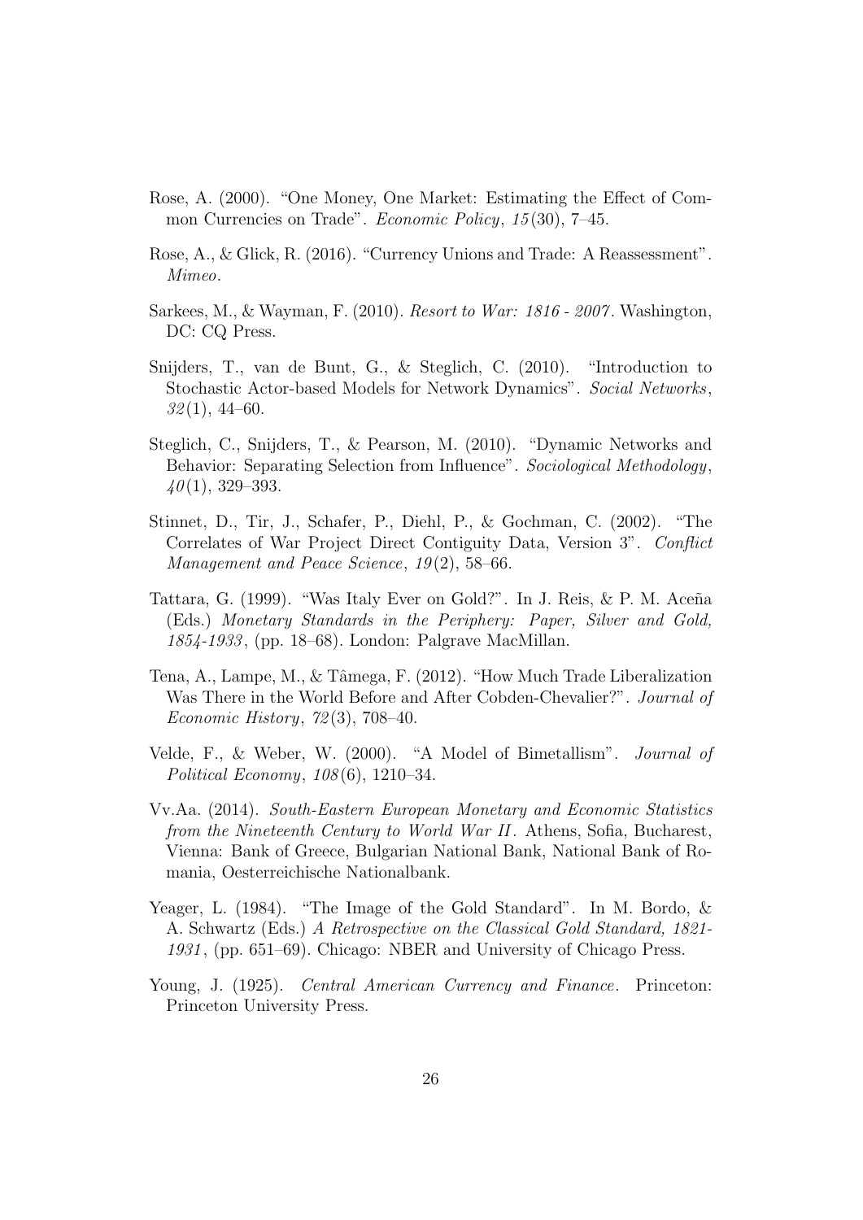Rose, A. (2000). "One Money, One Market: Estimating the Effect of Common Currencies on Trade". *Economic Policy*, *15*(30), 7–45.

Rose, A., & Glick, R. (2016). "Currency Unions and Trade: A Reassessment". *Mimeo*.

Sarkees, M., & Wayman, F. (2010). *Resort to War: 1816 - 2007*. Washington, DC: CQ Press.

Snijders, T., van de Bunt, G., & Steglich, C. (2010). "Introduction to Stochastic Actor-based Models for Network Dynamics". *Social Networks*, *32*(1), 44–60.

Steglich, C., Snijders, T., & Pearson, M. (2010). "Dynamic Networks and Behavior: Separating Selection from Influence". *Sociological Methodology*, *40*(1), 329–393.

Stinnet, D., Tir, J., Schafer, P., Diehl, P., & Gochman, C. (2002). "The Correlates of War Project Direct Contiguity Data, Version 3". *Conflict Management and Peace Science*, *19*(2), 58–66.

Tattara, G. (1999). "Was Italy Ever on Gold?". In J. Reis, & P. M. Aceña (Eds.) *Monetary Standards in the Periphery: Paper, Silver and Gold, 1854-1933*, (pp. 18–68). London: Palgrave MacMillan.

Tena, A., Lampe, M., & Tâmega, F. (2012). "How Much Trade Liberalization Was There in the World Before and After Cobden-Chevalier?". *Journal of Economic History*, *72*(3), 708–40.

Velde, F., & Weber, W. (2000). "A Model of Bimetallism". *Journal of Political Economy*, *108*(6), 1210–34.

Vv.Aa. (2014). *South-Eastern European Monetary and Economic Statistics from the Nineteenth Century to World War II*. Athens, Sofia, Bucharest, Vienna: Bank of Greece, Bulgarian National Bank, National Bank of Romania, Oesterreichische Nationalbank.

Yeager, L. (1984). "The Image of the Gold Standard". In M. Bordo, & A. Schwartz (Eds.) *A Retrospective on the Classical Gold Standard, 1821-1931*, (pp. 651–69). Chicago: NBER and University of Chicago Press.

Young, J. (1925). *Central American Currency and Finance*. Princeton: Princeton University Press.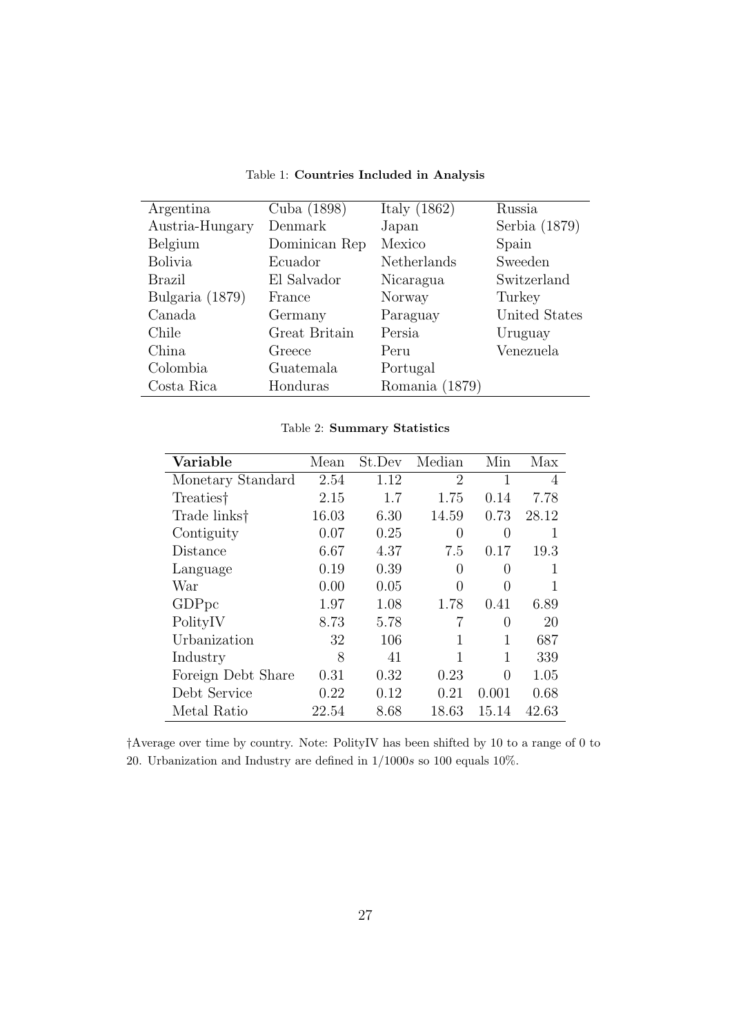Table 1: **Countries Included in Analysis**

| | | | |
|---|---|---|---|
| Argentina | Cuba (1898) | Italy (1862) | Russia |
| Austria-Hungary | Denmark | Japan | Serbia (1879) |
| Belgium | Dominican Rep | Mexico | Spain |
| Bolivia | Ecuador | Netherlands | Sweeden |
| Brazil | El Salvador | Nicaragua | Switzerland |
| Bulgaria (1879) | France | Norway | Turkey |
| Canada | Germany | Paraguay | United States |
| Chile | Great Britain | Persia | Uruguay |
| China | Greece | Peru | Venezuela |
| Colombia | Guatemala | Portugal | |
| Costa Rica | Honduras | Romania (1879) | |

Table 2: **Summary Statistics**

| **Variable** | Mean | St.Dev | Median | Min | Max |
|---|---|---|---|---|---|
| Monetary Standard | 2.54 | 1.12 | 2 | 1 | 4 |
| Treaties† | 2.15 | 1.7 | 1.75 | 0.14 | 7.78 |
| Trade links† | 16.03 | 6.30 | 14.59 | 0.73 | 28.12 |
| Contiguity | 0.07 | 0.25 | 0 | 0 | 1 |
| Distance | 6.67 | 4.37 | 7.5 | 0.17 | 19.3 |
| Language | 0.19 | 0.39 | 0 | 0 | 1 |
| War | 0.00 | 0.05 | 0 | 0 | 1 |
| GDPpc | 1.97 | 1.08 | 1.78 | 0.41 | 6.89 |
| PolityIV | 8.73 | 5.78 | 7 | 0 | 20 |
| Urbanization | 32 | 106 | 1 | 1 | 687 |
| Industry | 8 | 41 | 1 | 1 | 339 |
| Foreign Debt Share | 0.31 | 0.32 | 0.23 | 0 | 1.05 |
| Debt Service | 0.22 | 0.12 | 0.21 | 0.001 | 0.68 |
| Metal Ratio | 22.54 | 8.68 | 18.63 | 15.14 | 42.63 |

†Average over time by country. Note: PolityIV has been shifted by 10 to a range of 0 to 20. Urbanization and Industry are defined in 1/1000*s* so 100 equals 10%.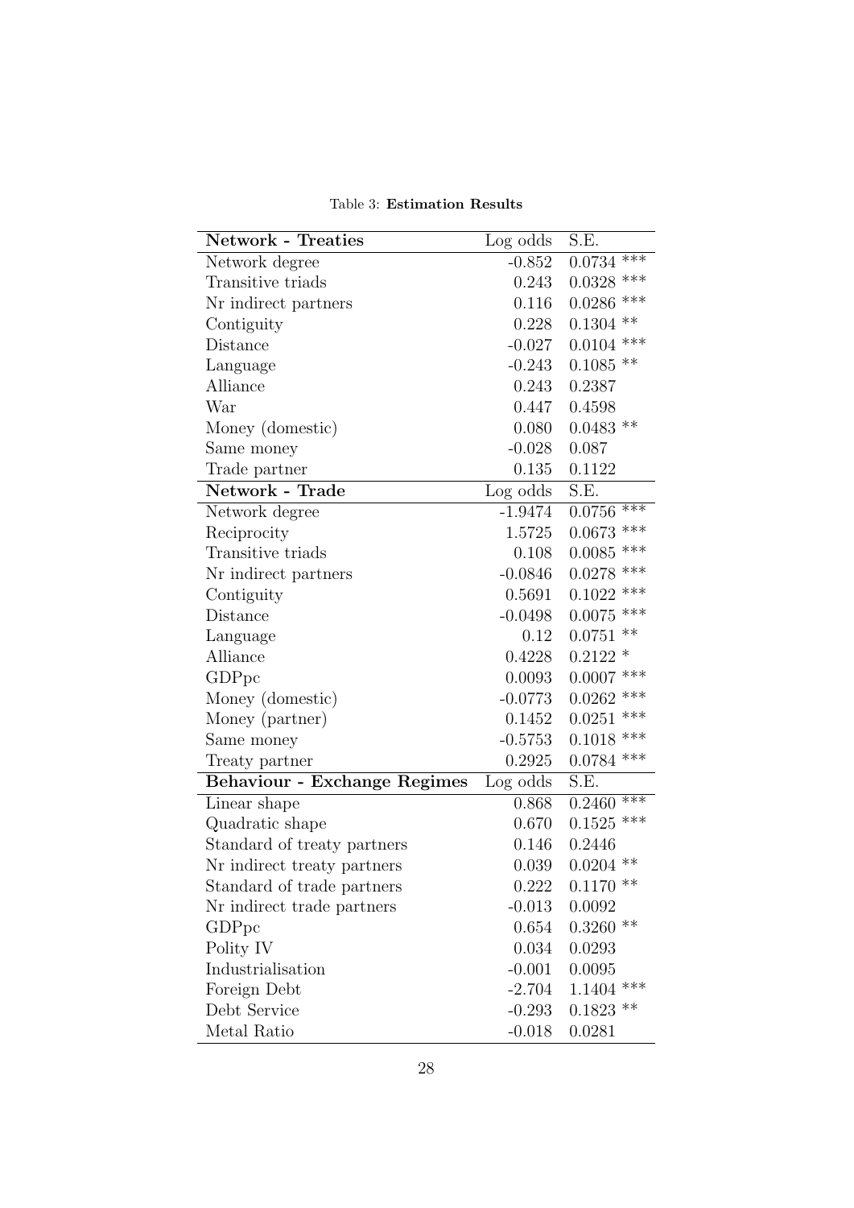Table 3: **Estimation Results**

| **Network - Treaties** | Log odds | S.E. |
|---|---|---|
| Network degree | -0.852 | 0.0734 *** |
| Transitive triads | 0.243 | 0.0328 *** |
| Nr indirect partners | 0.116 | 0.0286 *** |
| Contiguity | 0.228 | 0.1304 ** |
| Distance | -0.027 | 0.0104 *** |
| Language | -0.243 | 0.1085 ** |
| Alliance | 0.243 | 0.2387 |
| War | 0.447 | 0.4598 |
| Money (domestic) | 0.080 | 0.0483 ** |
| Same money | -0.028 | 0.087 |
| Trade partner | 0.135 | 0.1122 |
| **Network - Trade** | Log odds | S.E. |
| Network degree | -1.9474 | 0.0756 *** |
| Reciprocity | 1.5725 | 0.0673 *** |
| Transitive triads | 0.108 | 0.0085 *** |
| Nr indirect partners | -0.0846 | 0.0278 *** |
| Contiguity | 0.5691 | 0.1022 *** |
| Distance | -0.0498 | 0.0075 *** |
| Language | 0.12 | 0.0751 ** |
| Alliance | 0.4228 | 0.2122 * |
| GDPpc | 0.0093 | 0.0007 *** |
| Money (domestic) | -0.0773 | 0.0262 *** |
| Money (partner) | 0.1452 | 0.0251 *** |
| Same money | -0.5753 | 0.1018 *** |
| Treaty partner | 0.2925 | 0.0784 *** |
| **Behaviour - Exchange Regimes** | Log odds | S.E. |
| Linear shape | 0.868 | 0.2460 *** |
| Quadratic shape | 0.670 | 0.1525 *** |
| Standard of treaty partners | 0.146 | 0.2446 |
| Nr indirect treaty partners | 0.039 | 0.0204 ** |
| Standard of trade partners | 0.222 | 0.1170 ** |
| Nr indirect trade partners | -0.013 | 0.0092 |
| GDPpc | 0.654 | 0.3260 ** |
| Polity IV | 0.034 | 0.0293 |
| Industrialisation | -0.001 | 0.0095 |
| Foreign Debt | -2.704 | 1.1404 *** |
| Debt Service | -0.293 | 0.1823 ** |
| Metal Ratio | -0.018 | 0.0281 |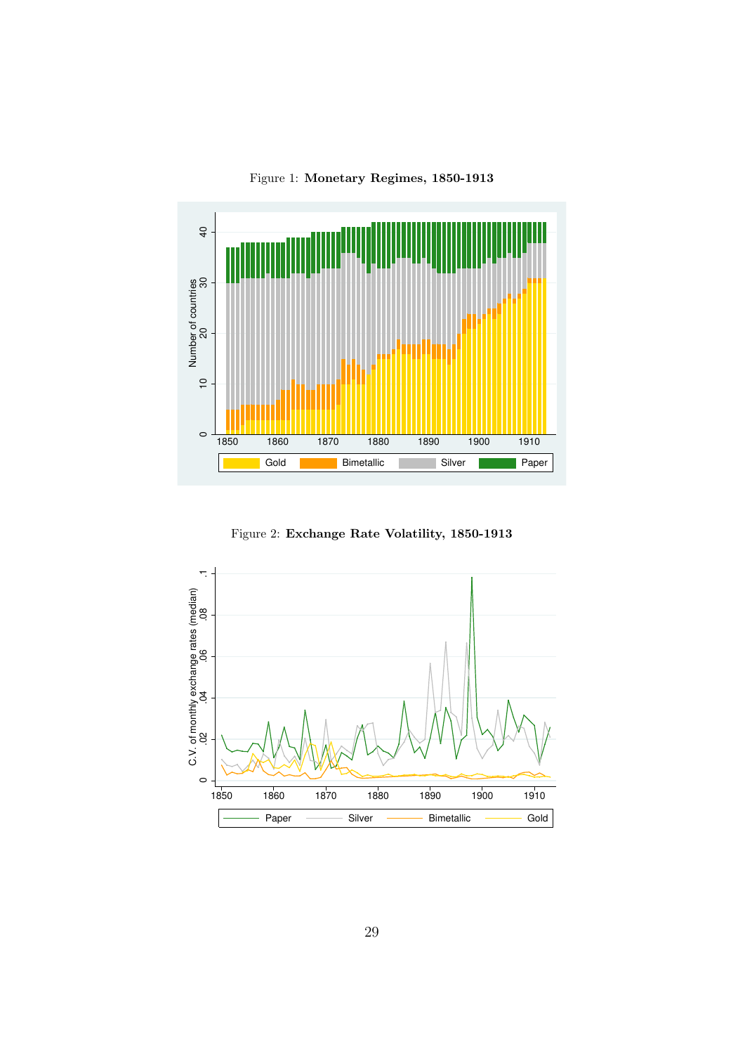Figure 1: **Monetary Regimes, 1850-1913**

Figure 2: **Exchange Rate Volatility, 1850-1913**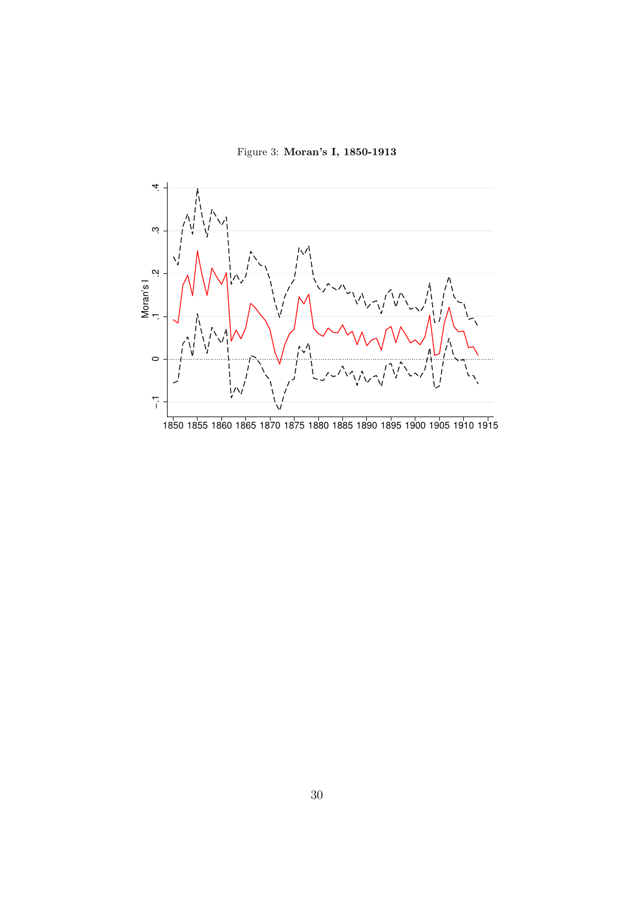Figure 3: **Moran's I, 1850-1913**

Moran's I

.4
.3
.2
.1
0
−.1

1850 1855 1860 1865 1870 1875 1880 1885 1890 1895 1900 1905 1910 1915